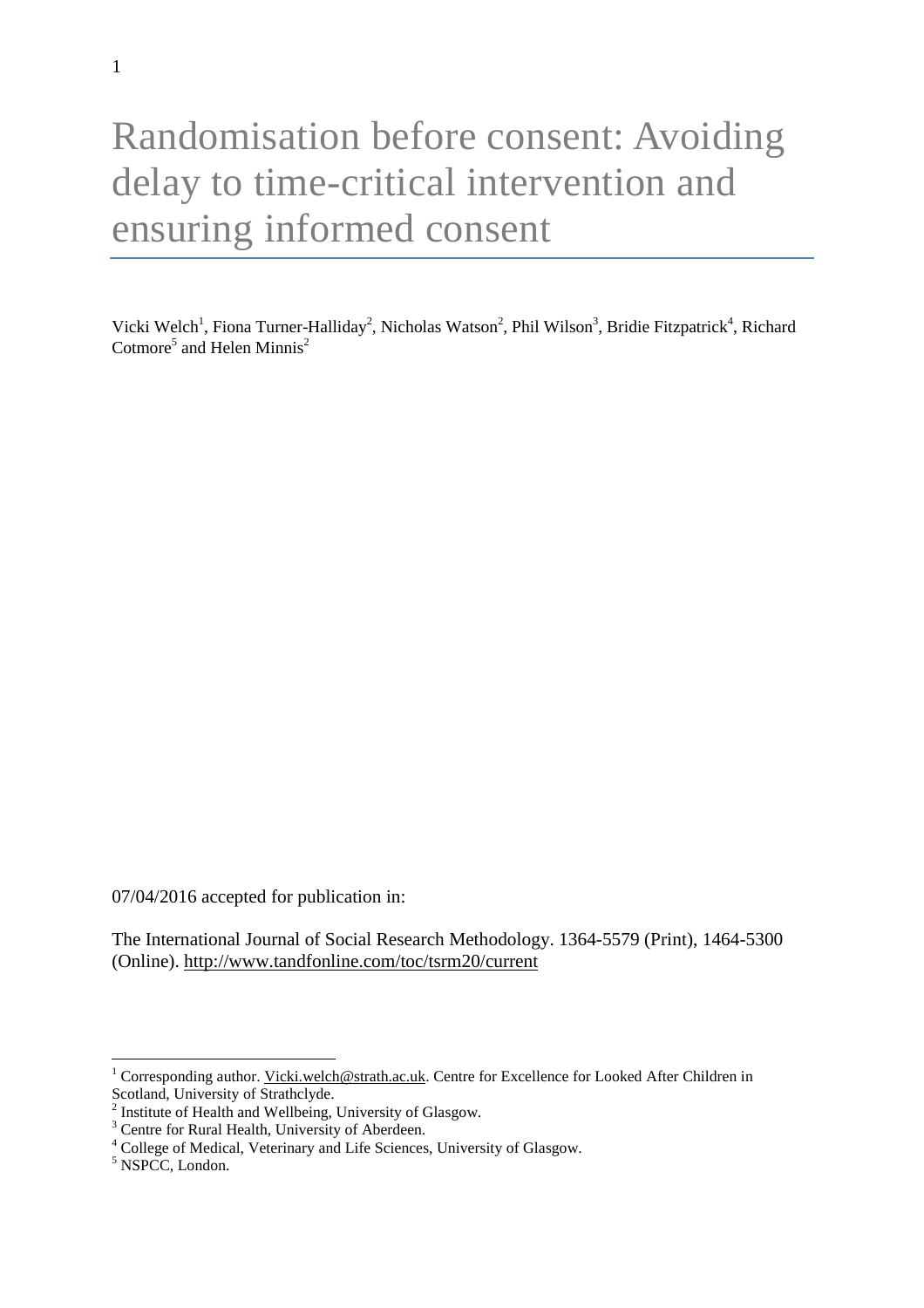# Randomisation before consent: Avoiding delay to time-critical intervention and ensuring informed consent

Vicki Welch[1], Fiona Turner-Halliday[2], Nicholas Watson[2], Phil Wilson[3], Bridie Fitzpatrick[4], Richard Cotmore[5] and Helen Minnis[2]

07/04/2016 accepted for publication in:

The International Journal of Social Research Methodology. 1364-5579 (Print), 1464-5300 (Online). http://www.tandfonline.com/toc/tsrm20/current

---

[1] Corresponding author. Vicki.welch@strath.ac.uk. Centre for Excellence for Looked After Children in Scotland, University of Strathclyde.

[2] Institute of Health and Wellbeing, University of Glasgow.

[3] Centre for Rural Health, University of Aberdeen.

[4] College of Medical, Veterinary and Life Sciences, University of Glasgow.

[5] NSPCC, London.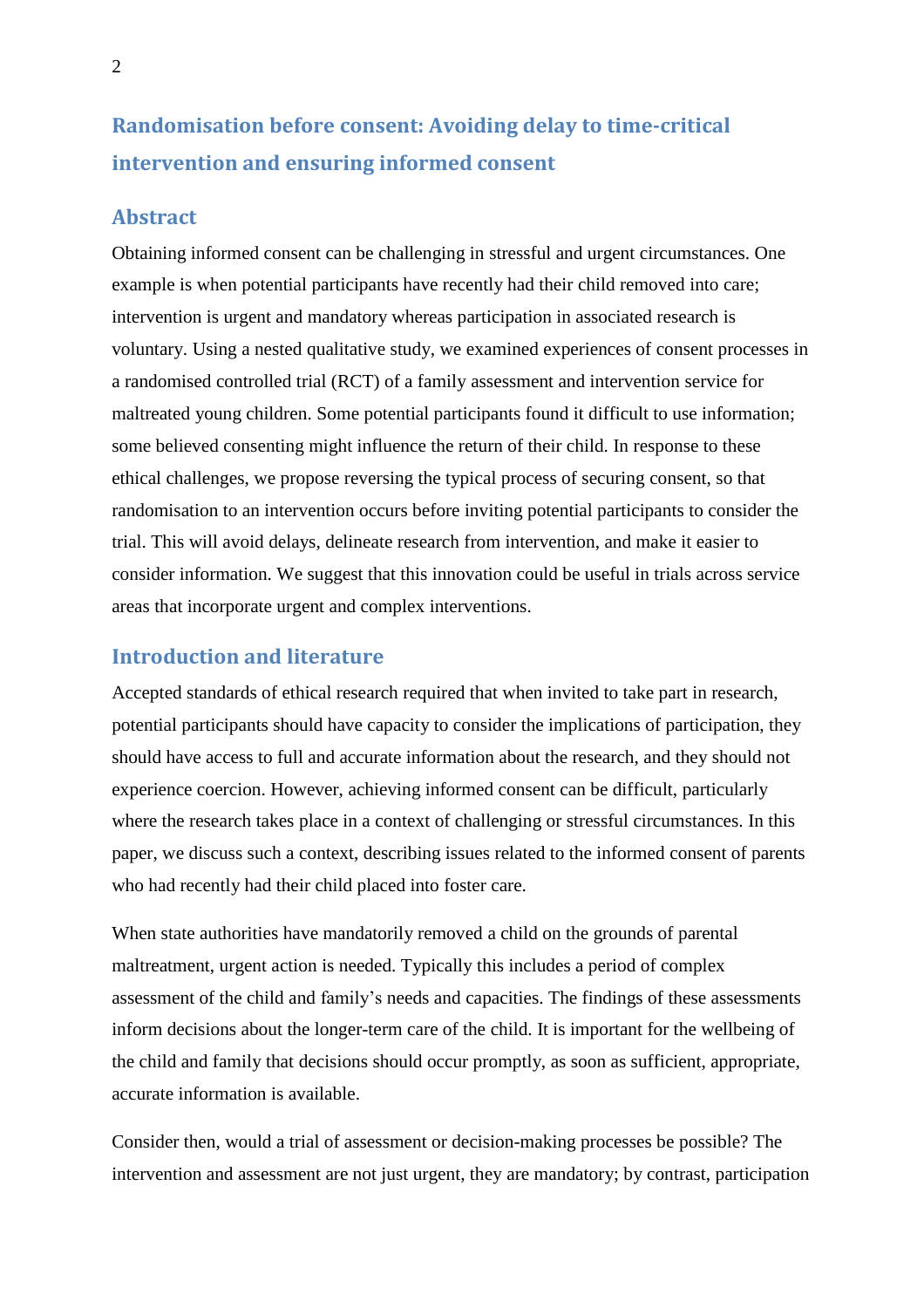# Randomisation before consent: Avoiding delay to time-critical intervention and ensuring informed consent

## Abstract

Obtaining informed consent can be challenging in stressful and urgent circumstances. One example is when potential participants have recently had their child removed into care; intervention is urgent and mandatory whereas participation in associated research is voluntary. Using a nested qualitative study, we examined experiences of consent processes in a randomised controlled trial (RCT) of a family assessment and intervention service for maltreated young children. Some potential participants found it difficult to use information; some believed consenting might influence the return of their child. In response to these ethical challenges, we propose reversing the typical process of securing consent, so that randomisation to an intervention occurs before inviting potential participants to consider the trial. This will avoid delays, delineate research from intervention, and make it easier to consider information. We suggest that this innovation could be useful in trials across service areas that incorporate urgent and complex interventions.

## Introduction and literature

Accepted standards of ethical research required that when invited to take part in research, potential participants should have capacity to consider the implications of participation, they should have access to full and accurate information about the research, and they should not experience coercion. However, achieving informed consent can be difficult, particularly where the research takes place in a context of challenging or stressful circumstances. In this paper, we discuss such a context, describing issues related to the informed consent of parents who had recently had their child placed into foster care.

When state authorities have mandatorily removed a child on the grounds of parental maltreatment, urgent action is needed. Typically this includes a period of complex assessment of the child and family's needs and capacities. The findings of these assessments inform decisions about the longer-term care of the child. It is important for the wellbeing of the child and family that decisions should occur promptly, as soon as sufficient, appropriate, accurate information is available.

Consider then, would a trial of assessment or decision-making processes be possible? The intervention and assessment are not just urgent, they are mandatory; by contrast, participation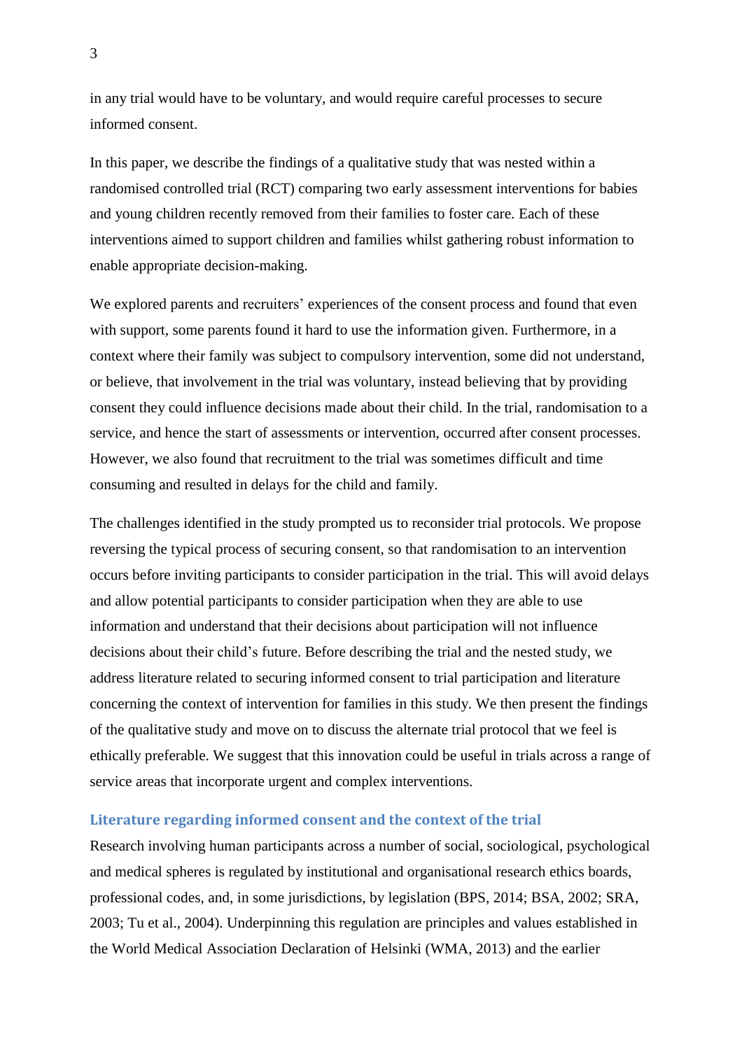in any trial would have to be voluntary, and would require careful processes to secure informed consent.

In this paper, we describe the findings of a qualitative study that was nested within a randomised controlled trial (RCT) comparing two early assessment interventions for babies and young children recently removed from their families to foster care. Each of these interventions aimed to support children and families whilst gathering robust information to enable appropriate decision-making.

We explored parents and recruiters' experiences of the consent process and found that even with support, some parents found it hard to use the information given. Furthermore, in a context where their family was subject to compulsory intervention, some did not understand, or believe, that involvement in the trial was voluntary, instead believing that by providing consent they could influence decisions made about their child. In the trial, randomisation to a service, and hence the start of assessments or intervention, occurred after consent processes. However, we also found that recruitment to the trial was sometimes difficult and time consuming and resulted in delays for the child and family.

The challenges identified in the study prompted us to reconsider trial protocols. We propose reversing the typical process of securing consent, so that randomisation to an intervention occurs before inviting participants to consider participation in the trial. This will avoid delays and allow potential participants to consider participation when they are able to use information and understand that their decisions about participation will not influence decisions about their child's future. Before describing the trial and the nested study, we address literature related to securing informed consent to trial participation and literature concerning the context of intervention for families in this study. We then present the findings of the qualitative study and move on to discuss the alternate trial protocol that we feel is ethically preferable. We suggest that this innovation could be useful in trials across a range of service areas that incorporate urgent and complex interventions.

## Literature regarding informed consent and the context of the trial

Research involving human participants across a number of social, sociological, psychological and medical spheres is regulated by institutional and organisational research ethics boards, professional codes, and, in some jurisdictions, by legislation (BPS, 2014; BSA, 2002; SRA, 2003; Tu et al., 2004). Underpinning this regulation are principles and values established in the World Medical Association Declaration of Helsinki (WMA, 2013) and the earlier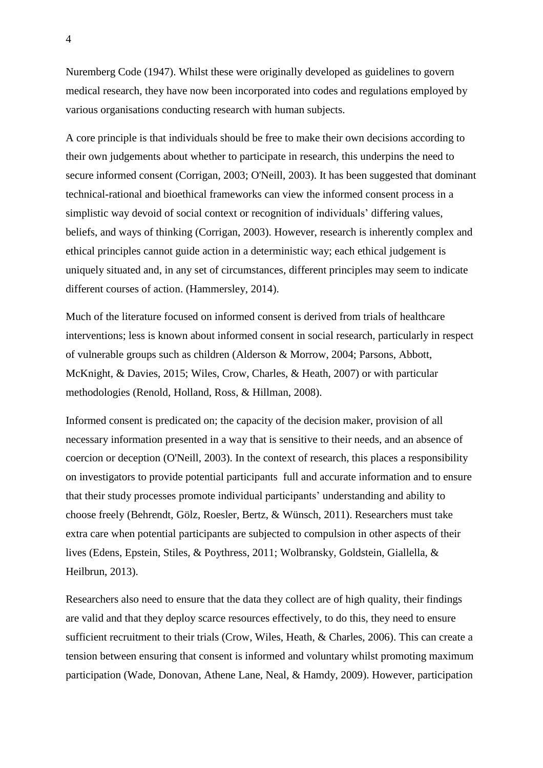Nuremberg Code (1947). Whilst these were originally developed as guidelines to govern medical research, they have now been incorporated into codes and regulations employed by various organisations conducting research with human subjects.

A core principle is that individuals should be free to make their own decisions according to their own judgements about whether to participate in research, this underpins the need to secure informed consent (Corrigan, 2003; O'Neill, 2003). It has been suggested that dominant technical-rational and bioethical frameworks can view the informed consent process in a simplistic way devoid of social context or recognition of individuals' differing values, beliefs, and ways of thinking (Corrigan, 2003). However, research is inherently complex and ethical principles cannot guide action in a deterministic way; each ethical judgement is uniquely situated and, in any set of circumstances, different principles may seem to indicate different courses of action. (Hammersley, 2014).

Much of the literature focused on informed consent is derived from trials of healthcare interventions; less is known about informed consent in social research, particularly in respect of vulnerable groups such as children (Alderson & Morrow, 2004; Parsons, Abbott, McKnight, & Davies, 2015; Wiles, Crow, Charles, & Heath, 2007) or with particular methodologies (Renold, Holland, Ross, & Hillman, 2008).

Informed consent is predicated on; the capacity of the decision maker, provision of all necessary information presented in a way that is sensitive to their needs, and an absence of coercion or deception (O'Neill, 2003). In the context of research, this places a responsibility on investigators to provide potential participants full and accurate information and to ensure that their study processes promote individual participants' understanding and ability to choose freely (Behrendt, Gölz, Roesler, Bertz, & Wünsch, 2011). Researchers must take extra care when potential participants are subjected to compulsion in other aspects of their lives (Edens, Epstein, Stiles, & Poythress, 2011; Wolbransky, Goldstein, Giallella, & Heilbrun, 2013).

Researchers also need to ensure that the data they collect are of high quality, their findings are valid and that they deploy scarce resources effectively, to do this, they need to ensure sufficient recruitment to their trials (Crow, Wiles, Heath, & Charles, 2006). This can create a tension between ensuring that consent is informed and voluntary whilst promoting maximum participation (Wade, Donovan, Athene Lane, Neal, & Hamdy, 2009). However, participation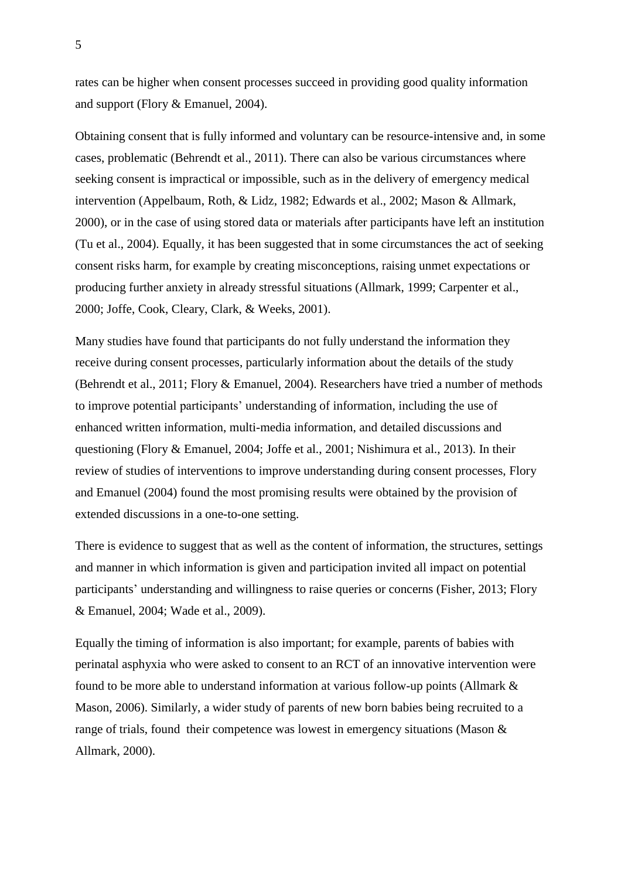rates can be higher when consent processes succeed in providing good quality information and support (Flory & Emanuel, 2004).

Obtaining consent that is fully informed and voluntary can be resource-intensive and, in some cases, problematic (Behrendt et al., 2011). There can also be various circumstances where seeking consent is impractical or impossible, such as in the delivery of emergency medical intervention (Appelbaum, Roth, & Lidz, 1982; Edwards et al., 2002; Mason & Allmark, 2000), or in the case of using stored data or materials after participants have left an institution (Tu et al., 2004). Equally, it has been suggested that in some circumstances the act of seeking consent risks harm, for example by creating misconceptions, raising unmet expectations or producing further anxiety in already stressful situations (Allmark, 1999; Carpenter et al., 2000; Joffe, Cook, Cleary, Clark, & Weeks, 2001).

Many studies have found that participants do not fully understand the information they receive during consent processes, particularly information about the details of the study (Behrendt et al., 2011; Flory & Emanuel, 2004). Researchers have tried a number of methods to improve potential participants' understanding of information, including the use of enhanced written information, multi-media information, and detailed discussions and questioning (Flory & Emanuel, 2004; Joffe et al., 2001; Nishimura et al., 2013). In their review of studies of interventions to improve understanding during consent processes, Flory and Emanuel (2004) found the most promising results were obtained by the provision of extended discussions in a one-to-one setting.

There is evidence to suggest that as well as the content of information, the structures, settings and manner in which information is given and participation invited all impact on potential participants' understanding and willingness to raise queries or concerns (Fisher, 2013; Flory & Emanuel, 2004; Wade et al., 2009).

Equally the timing of information is also important; for example, parents of babies with perinatal asphyxia who were asked to consent to an RCT of an innovative intervention were found to be more able to understand information at various follow-up points (Allmark & Mason, 2006). Similarly, a wider study of parents of new born babies being recruited to a range of trials, found their competence was lowest in emergency situations (Mason & Allmark, 2000).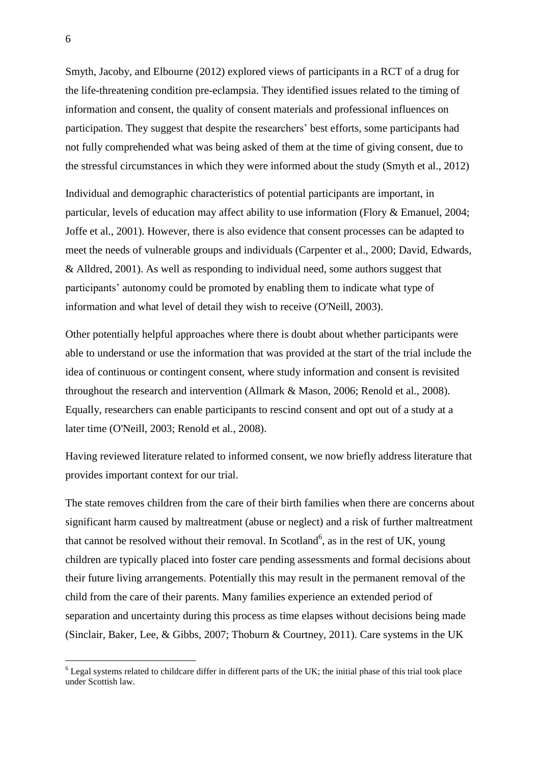Smyth, Jacoby, and Elbourne (2012) explored views of participants in a RCT of a drug for the life-threatening condition pre-eclampsia. They identified issues related to the timing of information and consent, the quality of consent materials and professional influences on participation. They suggest that despite the researchers' best efforts, some participants had not fully comprehended what was being asked of them at the time of giving consent, due to the stressful circumstances in which they were informed about the study (Smyth et al., 2012)

Individual and demographic characteristics of potential participants are important, in particular, levels of education may affect ability to use information (Flory & Emanuel, 2004; Joffe et al., 2001). However, there is also evidence that consent processes can be adapted to meet the needs of vulnerable groups and individuals (Carpenter et al., 2000; David, Edwards, & Alldred, 2001). As well as responding to individual need, some authors suggest that participants' autonomy could be promoted by enabling them to indicate what type of information and what level of detail they wish to receive (O'Neill, 2003).

Other potentially helpful approaches where there is doubt about whether participants were able to understand or use the information that was provided at the start of the trial include the idea of continuous or contingent consent, where study information and consent is revisited throughout the research and intervention (Allmark & Mason, 2006; Renold et al., 2008). Equally, researchers can enable participants to rescind consent and opt out of a study at a later time (O'Neill, 2003; Renold et al., 2008).

Having reviewed literature related to informed consent, we now briefly address literature that provides important context for our trial.

The state removes children from the care of their birth families when there are concerns about significant harm caused by maltreatment (abuse or neglect) and a risk of further maltreatment that cannot be resolved without their removal. In Scotland[6], as in the rest of UK, young children are typically placed into foster care pending assessments and formal decisions about their future living arrangements. Potentially this may result in the permanent removal of the child from the care of their parents. Many families experience an extended period of separation and uncertainty during this process as time elapses without decisions being made (Sinclair, Baker, Lee, & Gibbs, 2007; Thoburn & Courtney, 2011). Care systems in the UK

[6] Legal systems related to childcare differ in different parts of the UK; the initial phase of this trial took place under Scottish law.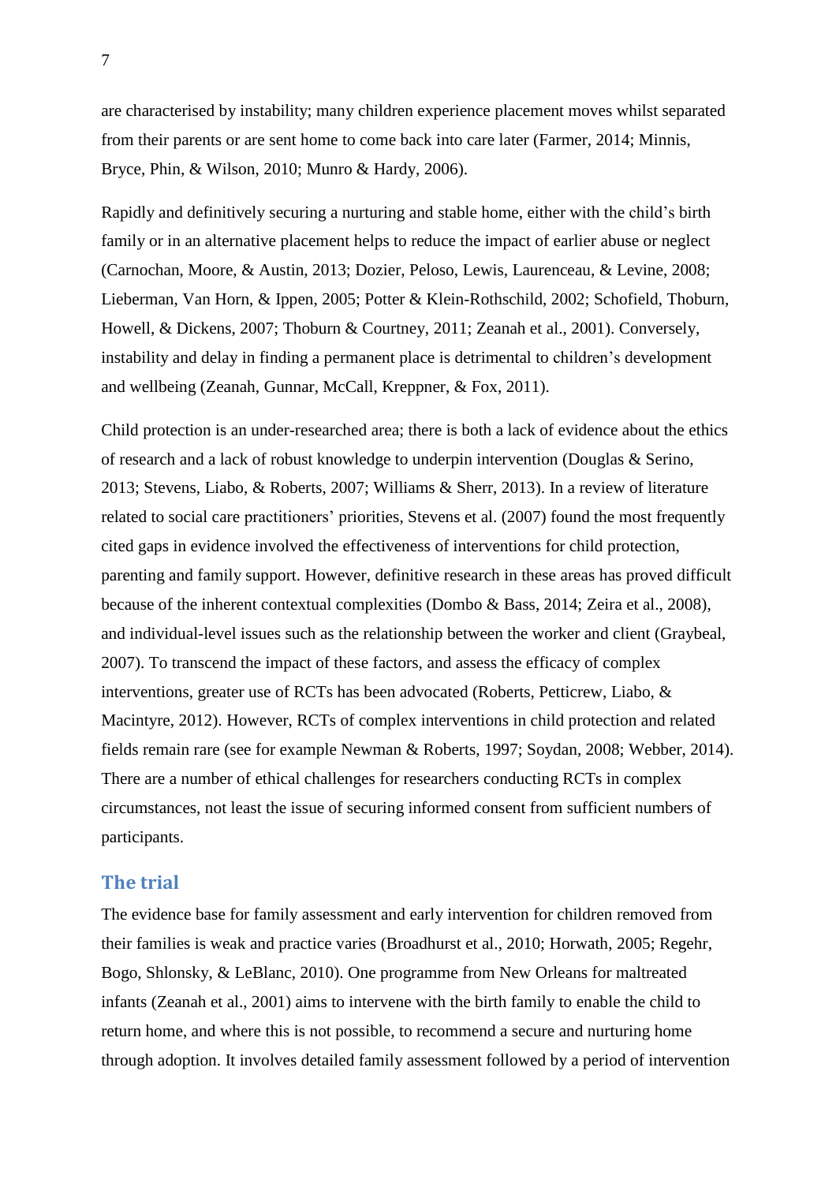are characterised by instability; many children experience placement moves whilst separated from their parents or are sent home to come back into care later (Farmer, 2014; Minnis, Bryce, Phin, & Wilson, 2010; Munro & Hardy, 2006).

Rapidly and definitively securing a nurturing and stable home, either with the child's birth family or in an alternative placement helps to reduce the impact of earlier abuse or neglect (Carnochan, Moore, & Austin, 2013; Dozier, Peloso, Lewis, Laurenceau, & Levine, 2008; Lieberman, Van Horn, & Ippen, 2005; Potter & Klein-Rothschild, 2002; Schofield, Thoburn, Howell, & Dickens, 2007; Thoburn & Courtney, 2011; Zeanah et al., 2001). Conversely, instability and delay in finding a permanent place is detrimental to children's development and wellbeing (Zeanah, Gunnar, McCall, Kreppner, & Fox, 2011).

Child protection is an under-researched area; there is both a lack of evidence about the ethics of research and a lack of robust knowledge to underpin intervention (Douglas & Serino, 2013; Stevens, Liabo, & Roberts, 2007; Williams & Sherr, 2013). In a review of literature related to social care practitioners' priorities, Stevens et al. (2007) found the most frequently cited gaps in evidence involved the effectiveness of interventions for child protection, parenting and family support. However, definitive research in these areas has proved difficult because of the inherent contextual complexities (Dombo & Bass, 2014; Zeira et al., 2008), and individual-level issues such as the relationship between the worker and client (Graybeal, 2007). To transcend the impact of these factors, and assess the efficacy of complex interventions, greater use of RCTs has been advocated (Roberts, Petticrew, Liabo, & Macintyre, 2012). However, RCTs of complex interventions in child protection and related fields remain rare (see for example Newman & Roberts, 1997; Soydan, 2008; Webber, 2014). There are a number of ethical challenges for researchers conducting RCTs in complex circumstances, not least the issue of securing informed consent from sufficient numbers of participants.

## The trial

The evidence base for family assessment and early intervention for children removed from their families is weak and practice varies (Broadhurst et al., 2010; Horwath, 2005; Regehr, Bogo, Shlonsky, & LeBlanc, 2010). One programme from New Orleans for maltreated infants (Zeanah et al., 2001) aims to intervene with the birth family to enable the child to return home, and where this is not possible, to recommend a secure and nurturing home through adoption. It involves detailed family assessment followed by a period of intervention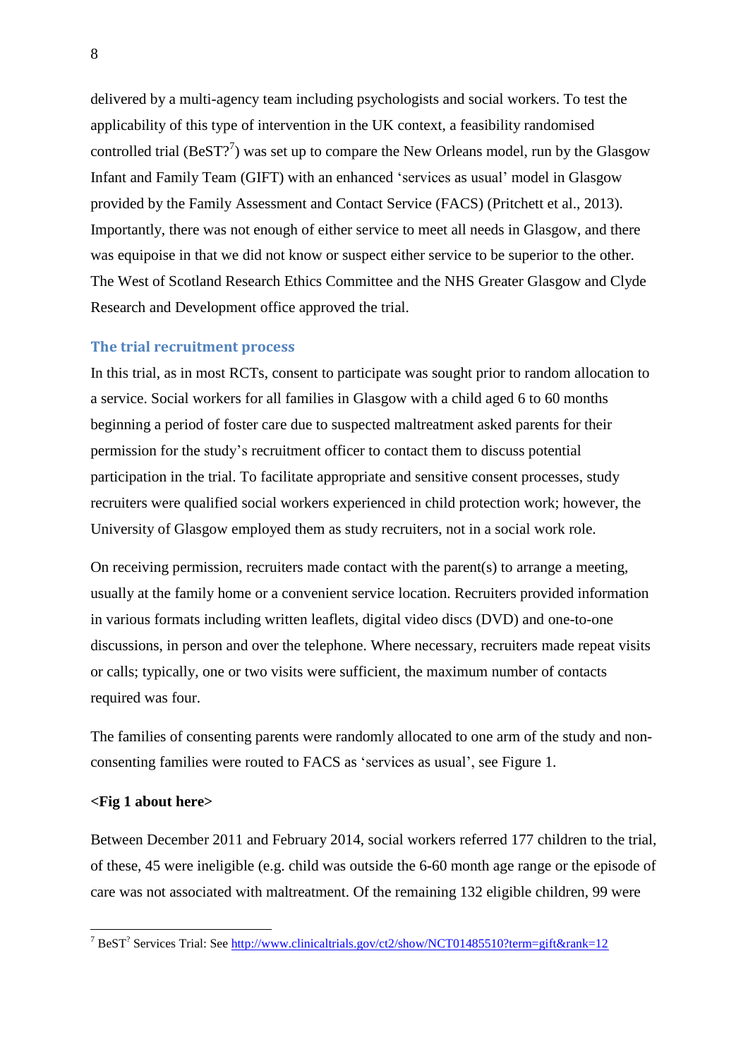delivered by a multi-agency team including psychologists and social workers. To test the applicability of this type of intervention in the UK context, a feasibility randomised controlled trial (BeST?[7]) was set up to compare the New Orleans model, run by the Glasgow Infant and Family Team (GIFT) with an enhanced 'services as usual' model in Glasgow provided by the Family Assessment and Contact Service (FACS) (Pritchett et al., 2013). Importantly, there was not enough of either service to meet all needs in Glasgow, and there was equipoise in that we did not know or suspect either service to be superior to the other. The West of Scotland Research Ethics Committee and the NHS Greater Glasgow and Clyde Research and Development office approved the trial.

## The trial recruitment process

In this trial, as in most RCTs, consent to participate was sought prior to random allocation to a service. Social workers for all families in Glasgow with a child aged 6 to 60 months beginning a period of foster care due to suspected maltreatment asked parents for their permission for the study's recruitment officer to contact them to discuss potential participation in the trial. To facilitate appropriate and sensitive consent processes, study recruiters were qualified social workers experienced in child protection work; however, the University of Glasgow employed them as study recruiters, not in a social work role.

On receiving permission, recruiters made contact with the parent(s) to arrange a meeting, usually at the family home or a convenient service location. Recruiters provided information in various formats including written leaflets, digital video discs (DVD) and one-to-one discussions, in person and over the telephone. Where necessary, recruiters made repeat visits or calls; typically, one or two visits were sufficient, the maximum number of contacts required was four.

The families of consenting parents were randomly allocated to one arm of the study and non-consenting families were routed to FACS as 'services as usual', see Figure 1.

**<Fig 1 about here>**

Between December 2011 and February 2014, social workers referred 177 children to the trial, of these, 45 were ineligible (e.g. child was outside the 6-60 month age range or the episode of care was not associated with maltreatment. Of the remaining 132 eligible children, 99 were

---

[7] BeST? Services Trial: See http://www.clinicaltrials.gov/ct2/show/NCT01485510?term=gift&rank=12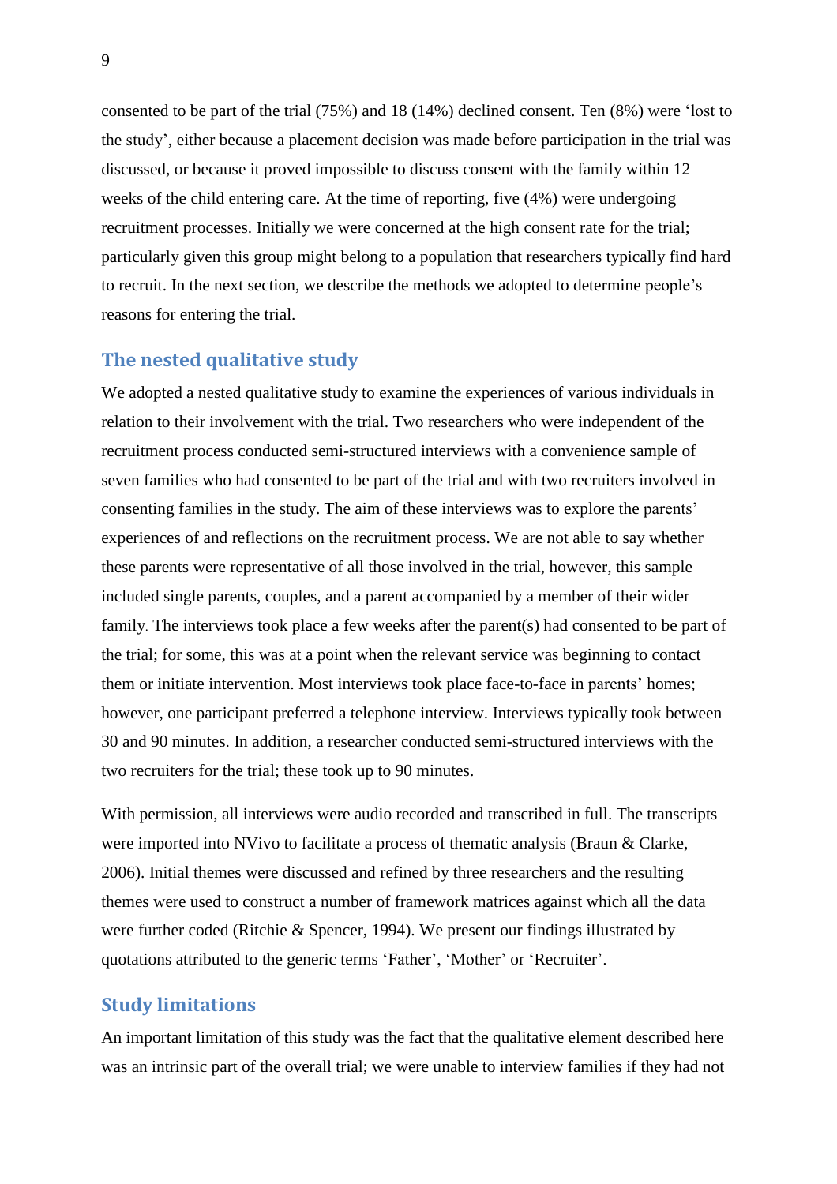consented to be part of the trial (75%) and 18 (14%) declined consent. Ten (8%) were 'lost to the study', either because a placement decision was made before participation in the trial was discussed, or because it proved impossible to discuss consent with the family within 12 weeks of the child entering care. At the time of reporting, five (4%) were undergoing recruitment processes. Initially we were concerned at the high consent rate for the trial; particularly given this group might belong to a population that researchers typically find hard to recruit. In the next section, we describe the methods we adopted to determine people's reasons for entering the trial.

## The nested qualitative study

We adopted a nested qualitative study to examine the experiences of various individuals in relation to their involvement with the trial. Two researchers who were independent of the recruitment process conducted semi-structured interviews with a convenience sample of seven families who had consented to be part of the trial and with two recruiters involved in consenting families in the study. The aim of these interviews was to explore the parents' experiences of and reflections on the recruitment process. We are not able to say whether these parents were representative of all those involved in the trial, however, this sample included single parents, couples, and a parent accompanied by a member of their wider family. The interviews took place a few weeks after the parent(s) had consented to be part of the trial; for some, this was at a point when the relevant service was beginning to contact them or initiate intervention. Most interviews took place face-to-face in parents' homes; however, one participant preferred a telephone interview. Interviews typically took between 30 and 90 minutes. In addition, a researcher conducted semi-structured interviews with the two recruiters for the trial; these took up to 90 minutes.

With permission, all interviews were audio recorded and transcribed in full. The transcripts were imported into NVivo to facilitate a process of thematic analysis (Braun & Clarke, 2006). Initial themes were discussed and refined by three researchers and the resulting themes were used to construct a number of framework matrices against which all the data were further coded (Ritchie & Spencer, 1994). We present our findings illustrated by quotations attributed to the generic terms 'Father', 'Mother' or 'Recruiter'.

## Study limitations

An important limitation of this study was the fact that the qualitative element described here was an intrinsic part of the overall trial; we were unable to interview families if they had not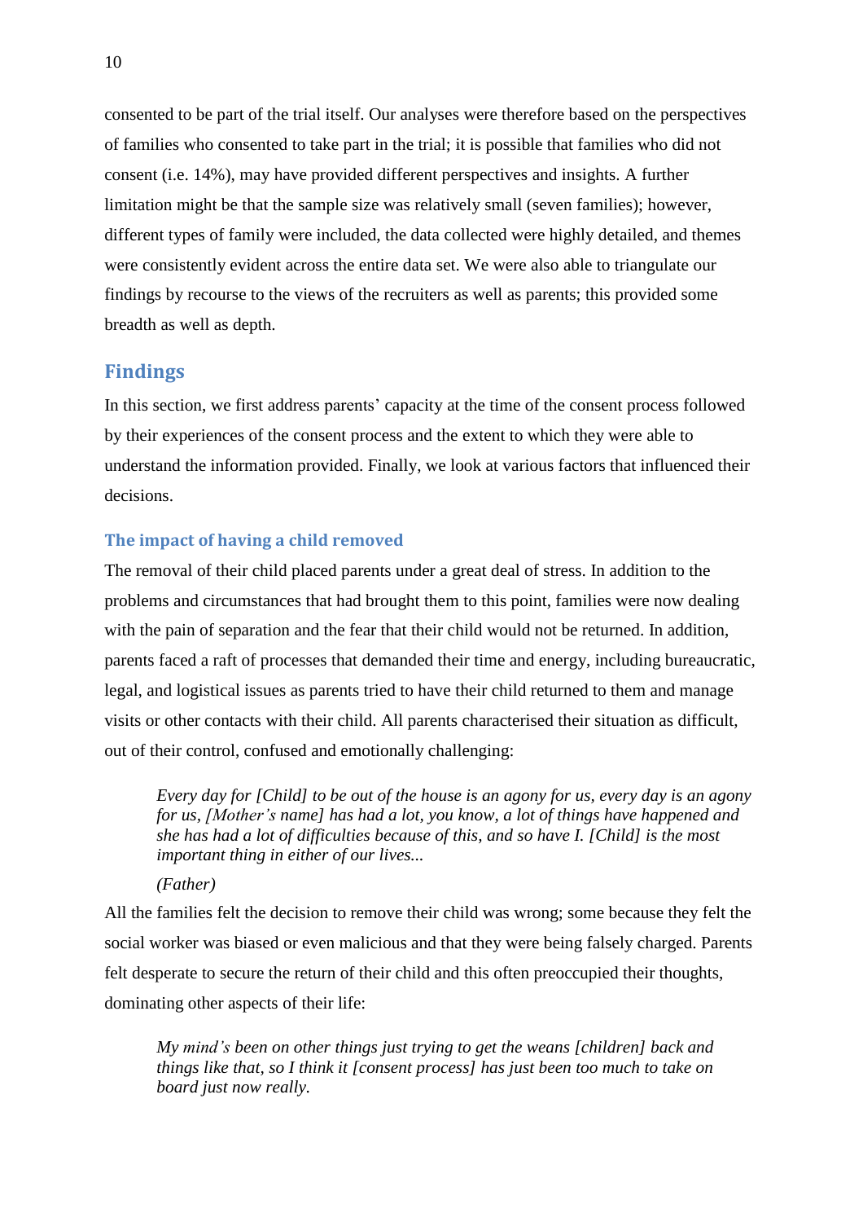consented to be part of the trial itself. Our analyses were therefore based on the perspectives of families who consented to take part in the trial; it is possible that families who did not consent (i.e. 14%), may have provided different perspectives and insights. A further limitation might be that the sample size was relatively small (seven families); however, different types of family were included, the data collected were highly detailed, and themes were consistently evident across the entire data set. We were also able to triangulate our findings by recourse to the views of the recruiters as well as parents; this provided some breadth as well as depth.

## Findings

In this section, we first address parents' capacity at the time of the consent process followed by their experiences of the consent process and the extent to which they were able to understand the information provided. Finally, we look at various factors that influenced their decisions.

### The impact of having a child removed

The removal of their child placed parents under a great deal of stress. In addition to the problems and circumstances that had brought them to this point, families were now dealing with the pain of separation and the fear that their child would not be returned. In addition, parents faced a raft of processes that demanded their time and energy, including bureaucratic, legal, and logistical issues as parents tried to have their child returned to them and manage visits or other contacts with their child. All parents characterised their situation as difficult, out of their control, confused and emotionally challenging:

> *Every day for [Child] to be out of the house is an agony for us, every day is an agony for us, [Mother's name] has had a lot, you know, a lot of things have happened and she has had a lot of difficulties because of this, and so have I. [Child] is the most important thing in either of our lives...*
>
> *(Father)*

All the families felt the decision to remove their child was wrong; some because they felt the social worker was biased or even malicious and that they were being falsely charged. Parents felt desperate to secure the return of their child and this often preoccupied their thoughts, dominating other aspects of their life:

> *My mind's been on other things just trying to get the weans [children] back and things like that, so I think it [consent process] has just been too much to take on board just now really.*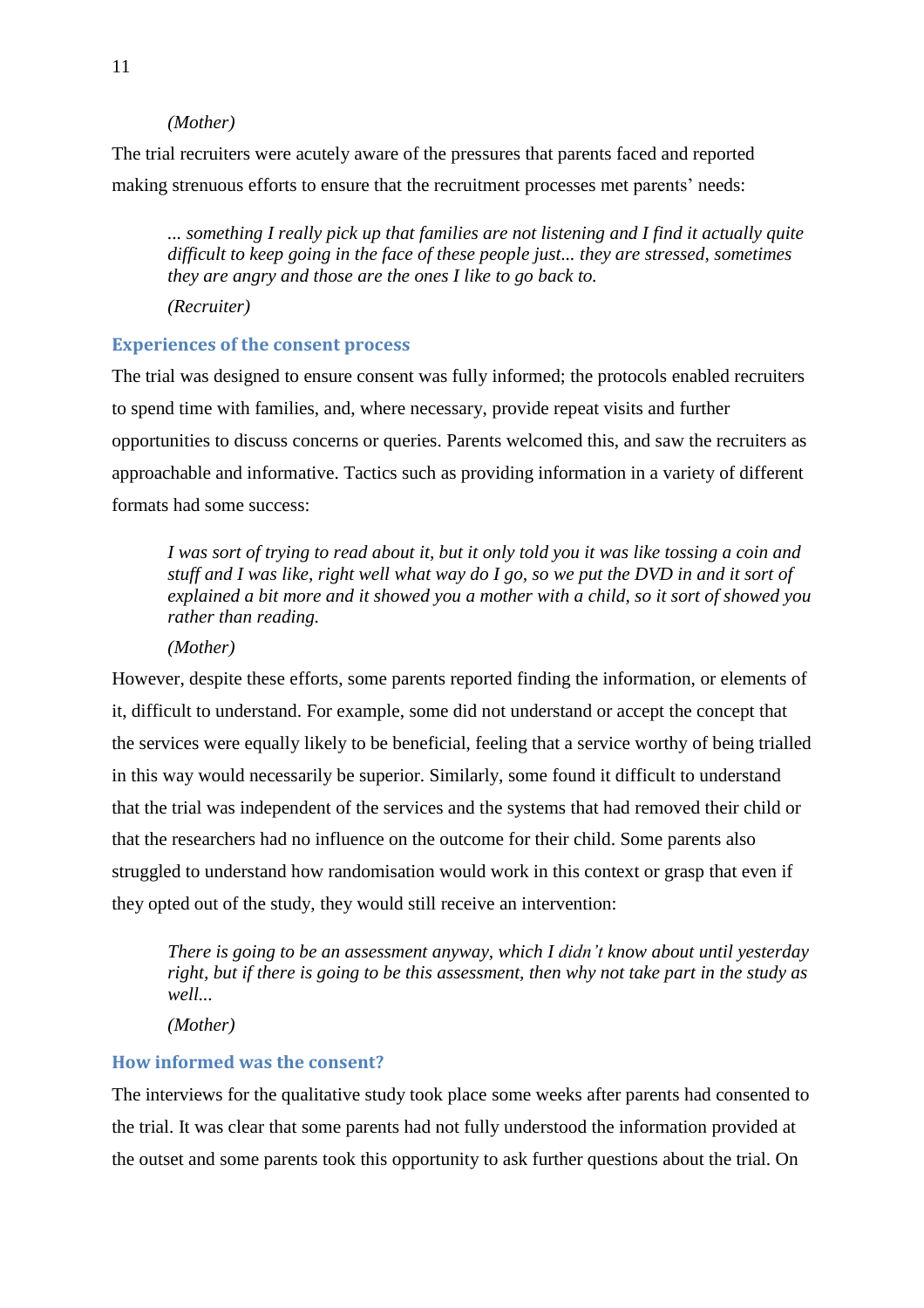*(Mother)*

The trial recruiters were acutely aware of the pressures that parents faced and reported making strenuous efforts to ensure that the recruitment processes met parents' needs:

> *... something I really pick up that families are not listening and I find it actually quite difficult to keep going in the face of these people just... they are stressed, sometimes they are angry and those are the ones I like to go back to.*
>
> *(Recruiter)*

### Experiences of the consent process

The trial was designed to ensure consent was fully informed; the protocols enabled recruiters to spend time with families, and, where necessary, provide repeat visits and further opportunities to discuss concerns or queries. Parents welcomed this, and saw the recruiters as approachable and informative. Tactics such as providing information in a variety of different formats had some success:

> *I was sort of trying to read about it, but it only told you it was like tossing a coin and stuff and I was like, right well what way do I go, so we put the DVD in and it sort of explained a bit more and it showed you a mother with a child, so it sort of showed you rather than reading.*
>
> *(Mother)*

However, despite these efforts, some parents reported finding the information, or elements of it, difficult to understand. For example, some did not understand or accept the concept that the services were equally likely to be beneficial, feeling that a service worthy of being trialled in this way would necessarily be superior. Similarly, some found it difficult to understand that the trial was independent of the services and the systems that had removed their child or that the researchers had no influence on the outcome for their child. Some parents also struggled to understand how randomisation would work in this context or grasp that even if they opted out of the study, they would still receive an intervention:

> *There is going to be an assessment anyway, which I didn't know about until yesterday right, but if there is going to be this assessment, then why not take part in the study as well...*
>
> *(Mother)*

### How informed was the consent?

The interviews for the qualitative study took place some weeks after parents had consented to the trial. It was clear that some parents had not fully understood the information provided at the outset and some parents took this opportunity to ask further questions about the trial. On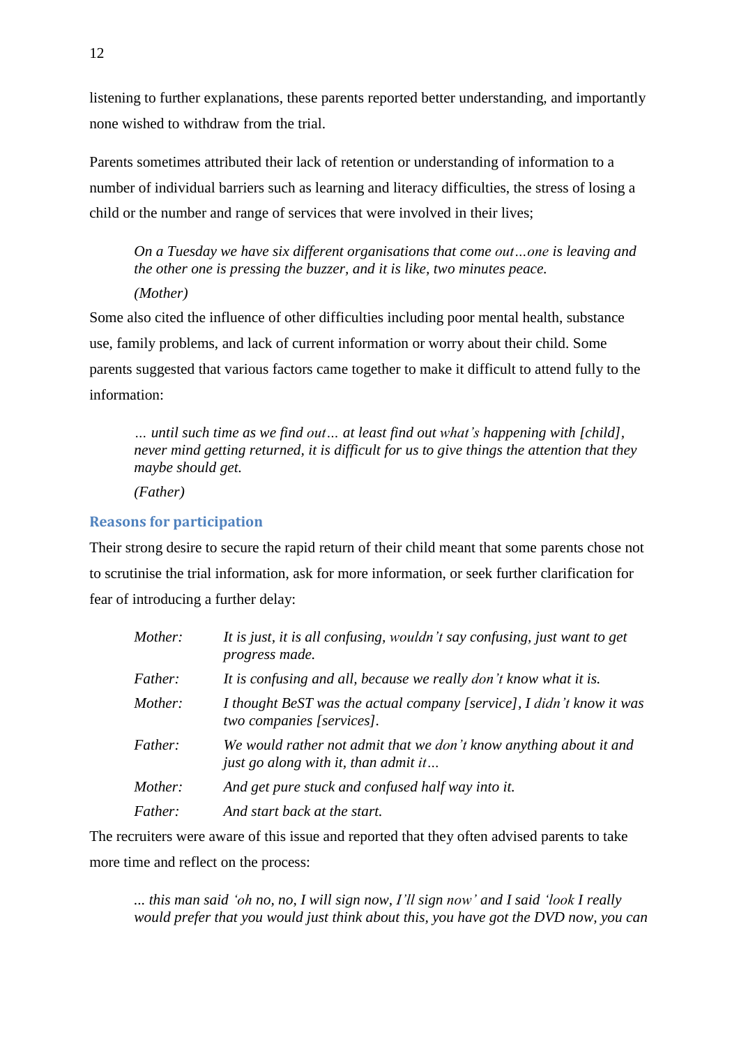listening to further explanations, these parents reported better understanding, and importantly none wished to withdraw from the trial.

Parents sometimes attributed their lack of retention or understanding of information to a number of individual barriers such as learning and literacy difficulties, the stress of losing a child or the number and range of services that were involved in their lives;

> *On a Tuesday we have six different organisations that come out…one is leaving and the other one is pressing the buzzer, and it is like, two minutes peace.*
>
> *(Mother)*

Some also cited the influence of other difficulties including poor mental health, substance use, family problems, and lack of current information or worry about their child. Some parents suggested that various factors came together to make it difficult to attend fully to the information:

> *… until such time as we find out… at least find out what's happening with [child], never mind getting returned, it is difficult for us to give things the attention that they maybe should get.*
>
> *(Father)*

## Reasons for participation

Their strong desire to secure the rapid return of their child meant that some parents chose not to scrutinise the trial information, ask for more information, or seek further clarification for fear of introducing a further delay:

| | |
|---|---|
| *Mother:* | *It is just, it is all confusing, wouldn't say confusing, just want to get progress made.* |
| *Father:* | *It is confusing and all, because we really don't know what it is.* |
| *Mother:* | *I thought BeST was the actual company [service], I didn't know it was two companies [services].* |
| *Father:* | *We would rather not admit that we don't know anything about it and just go along with it, than admit it…* |
| *Mother:* | *And get pure stuck and confused half way into it.* |
| *Father:* | *And start back at the start.* |

The recruiters were aware of this issue and reported that they often advised parents to take more time and reflect on the process:

> *... this man said 'oh no, no, I will sign now, I'll sign now' and I said 'look I really would prefer that you would just think about this, you have got the DVD now, you can*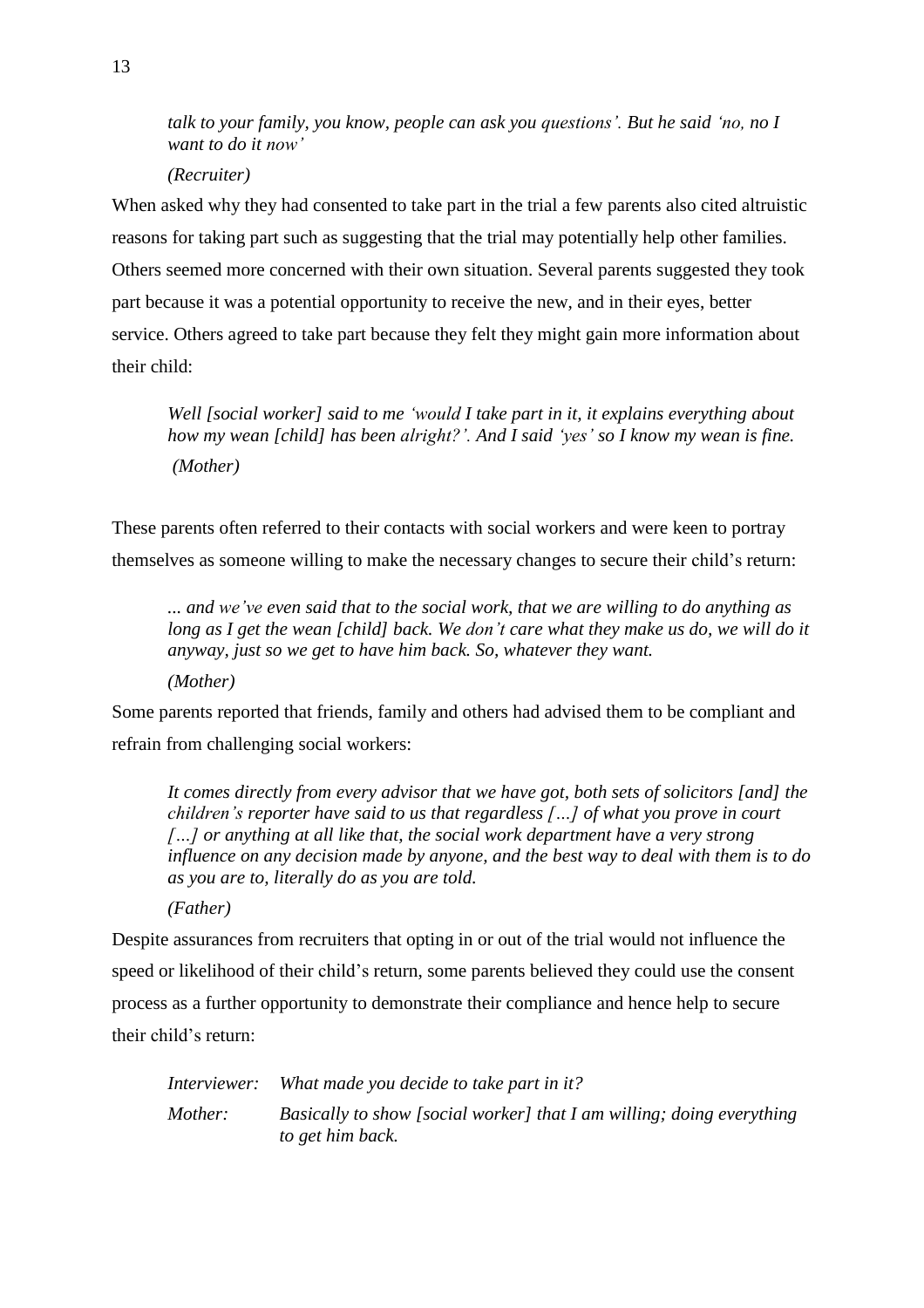*talk to your family, you know, people can ask you questions'. But he said 'no, no I want to do it now'*

*(Recruiter)*

When asked why they had consented to take part in the trial a few parents also cited altruistic reasons for taking part such as suggesting that the trial may potentially help other families. Others seemed more concerned with their own situation. Several parents suggested they took part because it was a potential opportunity to receive the new, and in their eyes, better service. Others agreed to take part because they felt they might gain more information about their child:

*Well [social worker] said to me 'would I take part in it, it explains everything about how my wean [child] has been alright?'. And I said 'yes' so I know my wean is fine.*

*(Mother)*

These parents often referred to their contacts with social workers and were keen to portray themselves as someone willing to make the necessary changes to secure their child's return:

*... and we've even said that to the social work, that we are willing to do anything as long as I get the wean [child] back. We don't care what they make us do, we will do it anyway, just so we get to have him back. So, whatever they want.*

*(Mother)*

Some parents reported that friends, family and others had advised them to be compliant and refrain from challenging social workers:

*It comes directly from every advisor that we have got, both sets of solicitors [and] the children's reporter have said to us that regardless […] of what you prove in court […] or anything at all like that, the social work department have a very strong influence on any decision made by anyone, and the best way to deal with them is to do as you are to, literally do as you are told.*

*(Father)*

Despite assurances from recruiters that opting in or out of the trial would not influence the speed or likelihood of their child's return, some parents believed they could use the consent process as a further opportunity to demonstrate their compliance and hence help to secure their child's return:

*Interviewer:* *What made you decide to take part in it?*

*Mother:* *Basically to show [social worker] that I am willing; doing everything to get him back.*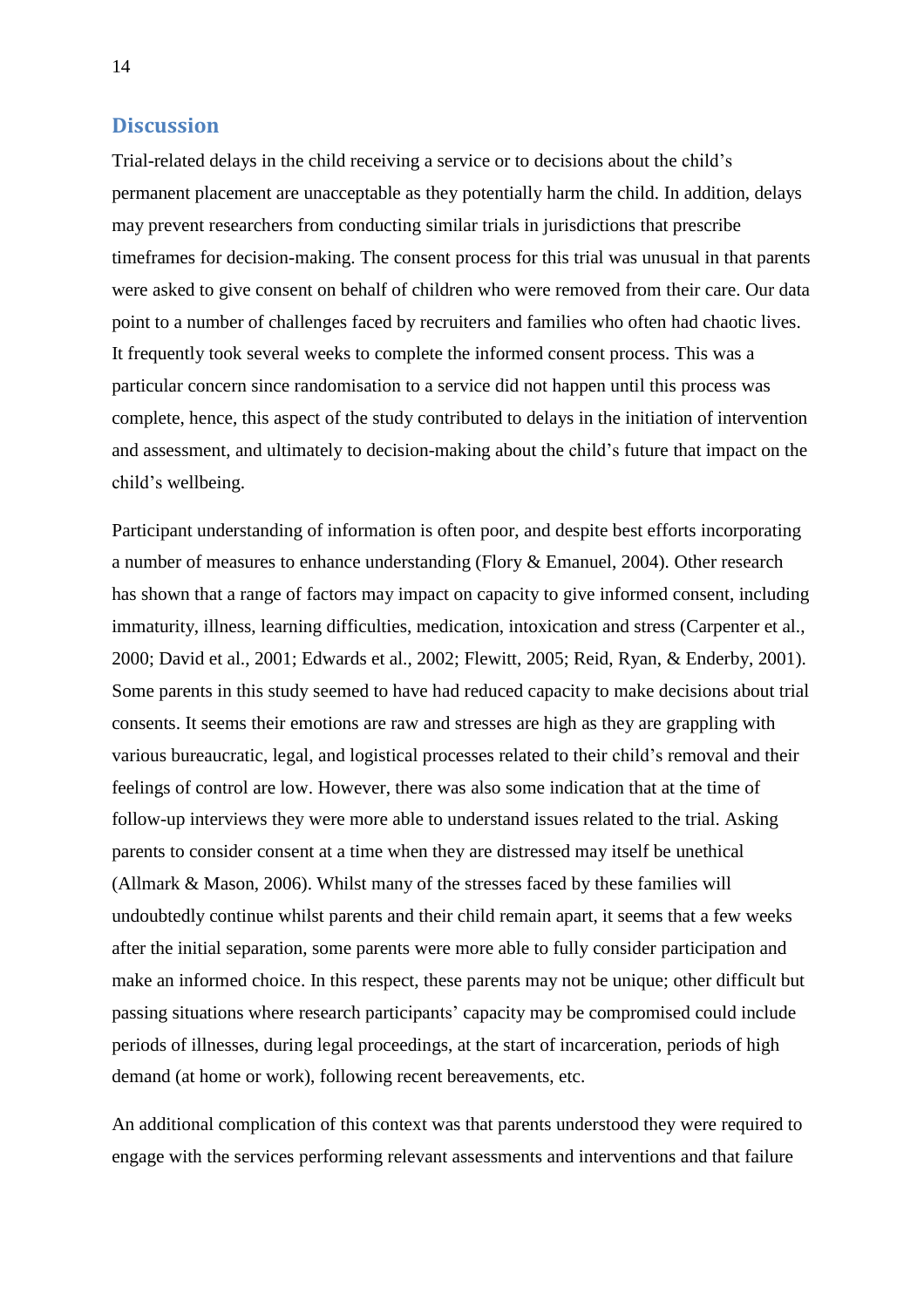## Discussion

Trial-related delays in the child receiving a service or to decisions about the child's permanent placement are unacceptable as they potentially harm the child. In addition, delays may prevent researchers from conducting similar trials in jurisdictions that prescribe timeframes for decision-making. The consent process for this trial was unusual in that parents were asked to give consent on behalf of children who were removed from their care. Our data point to a number of challenges faced by recruiters and families who often had chaotic lives. It frequently took several weeks to complete the informed consent process. This was a particular concern since randomisation to a service did not happen until this process was complete, hence, this aspect of the study contributed to delays in the initiation of intervention and assessment, and ultimately to decision-making about the child's future that impact on the child's wellbeing.

Participant understanding of information is often poor, and despite best efforts incorporating a number of measures to enhance understanding (Flory & Emanuel, 2004). Other research has shown that a range of factors may impact on capacity to give informed consent, including immaturity, illness, learning difficulties, medication, intoxication and stress (Carpenter et al., 2000; David et al., 2001; Edwards et al., 2002; Flewitt, 2005; Reid, Ryan, & Enderby, 2001). Some parents in this study seemed to have had reduced capacity to make decisions about trial consents. It seems their emotions are raw and stresses are high as they are grappling with various bureaucratic, legal, and logistical processes related to their child's removal and their feelings of control are low. However, there was also some indication that at the time of follow-up interviews they were more able to understand issues related to the trial. Asking parents to consider consent at a time when they are distressed may itself be unethical (Allmark & Mason, 2006). Whilst many of the stresses faced by these families will undoubtedly continue whilst parents and their child remain apart, it seems that a few weeks after the initial separation, some parents were more able to fully consider participation and make an informed choice. In this respect, these parents may not be unique; other difficult but passing situations where research participants' capacity may be compromised could include periods of illnesses, during legal proceedings, at the start of incarceration, periods of high demand (at home or work), following recent bereavements, etc.

An additional complication of this context was that parents understood they were required to engage with the services performing relevant assessments and interventions and that failure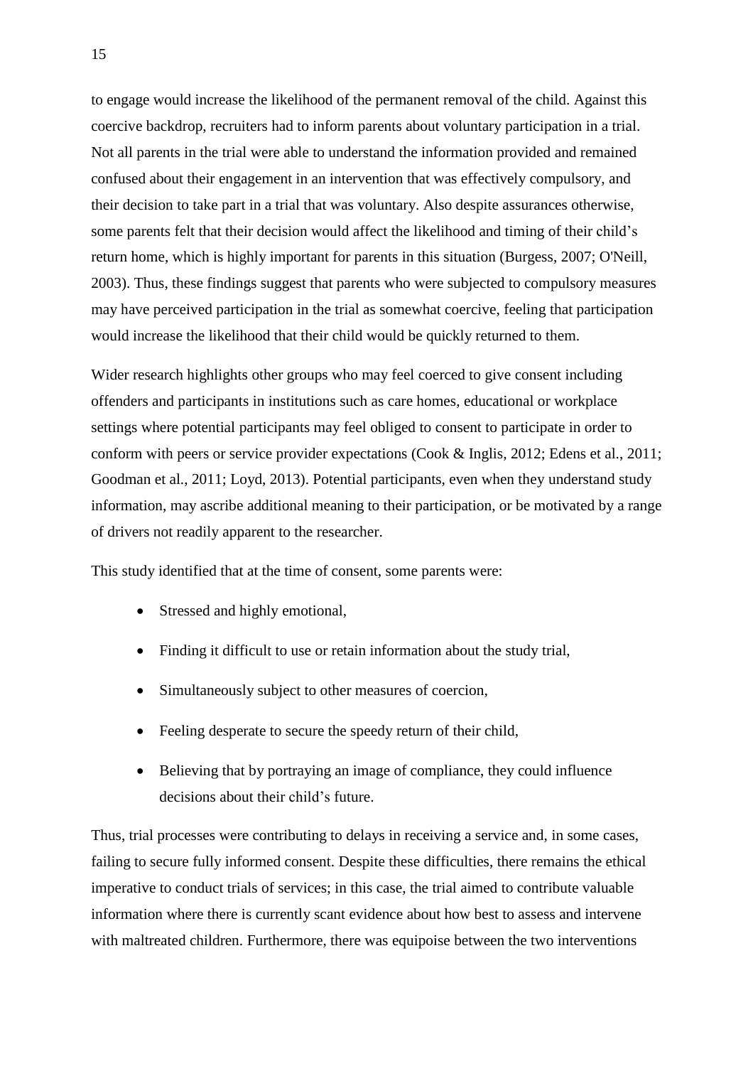to engage would increase the likelihood of the permanent removal of the child. Against this coercive backdrop, recruiters had to inform parents about voluntary participation in a trial. Not all parents in the trial were able to understand the information provided and remained confused about their engagement in an intervention that was effectively compulsory, and their decision to take part in a trial that was voluntary. Also despite assurances otherwise, some parents felt that their decision would affect the likelihood and timing of their child's return home, which is highly important for parents in this situation (Burgess, 2007; O'Neill, 2003). Thus, these findings suggest that parents who were subjected to compulsory measures may have perceived participation in the trial as somewhat coercive, feeling that participation would increase the likelihood that their child would be quickly returned to them.

Wider research highlights other groups who may feel coerced to give consent including offenders and participants in institutions such as care homes, educational or workplace settings where potential participants may feel obliged to consent to participate in order to conform with peers or service provider expectations (Cook & Inglis, 2012; Edens et al., 2011; Goodman et al., 2011; Loyd, 2013). Potential participants, even when they understand study information, may ascribe additional meaning to their participation, or be motivated by a range of drivers not readily apparent to the researcher.

This study identified that at the time of consent, some parents were:

- Stressed and highly emotional,
- Finding it difficult to use or retain information about the study trial,
- Simultaneously subject to other measures of coercion,
- Feeling desperate to secure the speedy return of their child,
- Believing that by portraying an image of compliance, they could influence decisions about their child's future.

Thus, trial processes were contributing to delays in receiving a service and, in some cases, failing to secure fully informed consent. Despite these difficulties, there remains the ethical imperative to conduct trials of services; in this case, the trial aimed to contribute valuable information where there is currently scant evidence about how best to assess and intervene with maltreated children. Furthermore, there was equipoise between the two interventions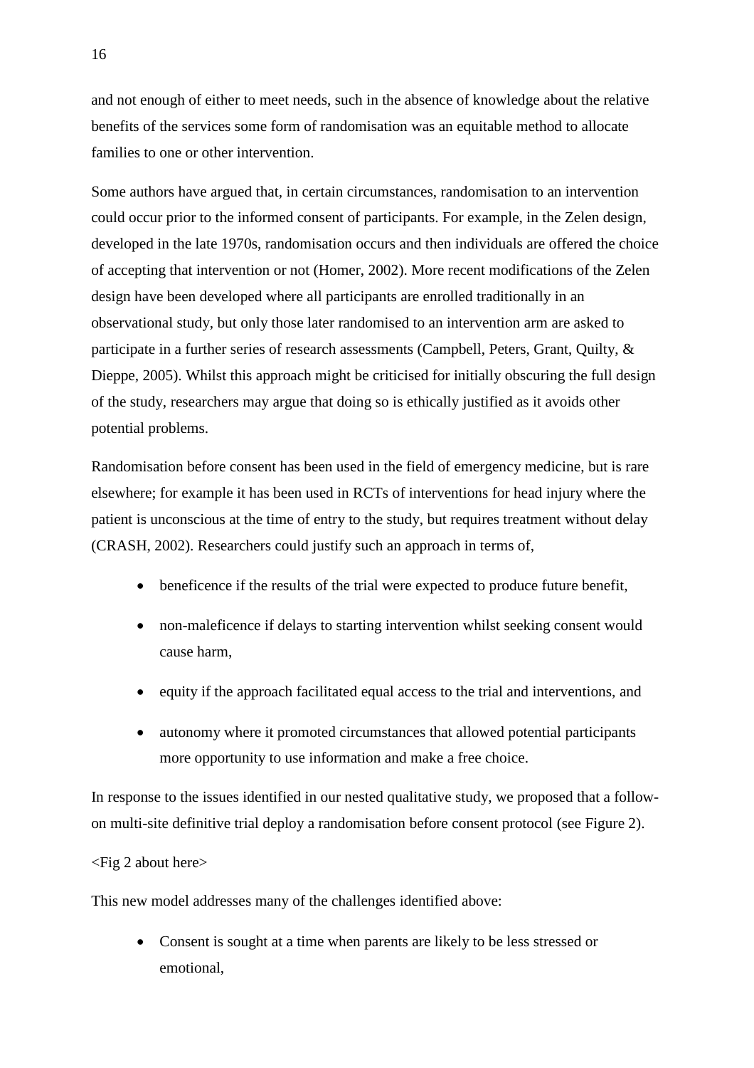and not enough of either to meet needs, such in the absence of knowledge about the relative benefits of the services some form of randomisation was an equitable method to allocate families to one or other intervention.

Some authors have argued that, in certain circumstances, randomisation to an intervention could occur prior to the informed consent of participants. For example, in the Zelen design, developed in the late 1970s, randomisation occurs and then individuals are offered the choice of accepting that intervention or not (Homer, 2002). More recent modifications of the Zelen design have been developed where all participants are enrolled traditionally in an observational study, but only those later randomised to an intervention arm are asked to participate in a further series of research assessments (Campbell, Peters, Grant, Quilty, & Dieppe, 2005). Whilst this approach might be criticised for initially obscuring the full design of the study, researchers may argue that doing so is ethically justified as it avoids other potential problems.

Randomisation before consent has been used in the field of emergency medicine, but is rare elsewhere; for example it has been used in RCTs of interventions for head injury where the patient is unconscious at the time of entry to the study, but requires treatment without delay (CRASH, 2002). Researchers could justify such an approach in terms of,

- beneficence if the results of the trial were expected to produce future benefit,
- non-maleficence if delays to starting intervention whilst seeking consent would cause harm,
- equity if the approach facilitated equal access to the trial and interventions, and
- autonomy where it promoted circumstances that allowed potential participants more opportunity to use information and make a free choice.

In response to the issues identified in our nested qualitative study, we proposed that a follow-on multi-site definitive trial deploy a randomisation before consent protocol (see Figure 2).

<Fig 2 about here>

This new model addresses many of the challenges identified above:

- Consent is sought at a time when parents are likely to be less stressed or emotional,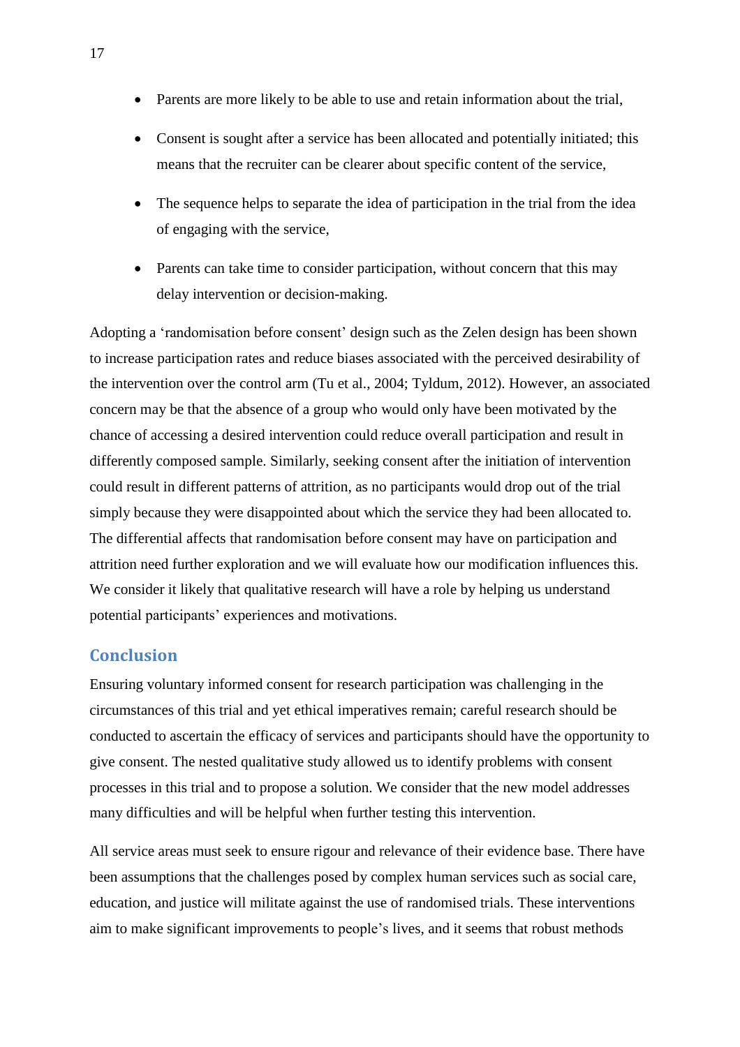- Parents are more likely to be able to use and retain information about the trial,
- Consent is sought after a service has been allocated and potentially initiated; this means that the recruiter can be clearer about specific content of the service,
- The sequence helps to separate the idea of participation in the trial from the idea of engaging with the service,
- Parents can take time to consider participation, without concern that this may delay intervention or decision-making.

Adopting a 'randomisation before consent' design such as the Zelen design has been shown to increase participation rates and reduce biases associated with the perceived desirability of the intervention over the control arm (Tu et al., 2004; Tyldum, 2012). However, an associated concern may be that the absence of a group who would only have been motivated by the chance of accessing a desired intervention could reduce overall participation and result in differently composed sample. Similarly, seeking consent after the initiation of intervention could result in different patterns of attrition, as no participants would drop out of the trial simply because they were disappointed about which the service they had been allocated to. The differential affects that randomisation before consent may have on participation and attrition need further exploration and we will evaluate how our modification influences this. We consider it likely that qualitative research will have a role by helping us understand potential participants' experiences and motivations.

## Conclusion

Ensuring voluntary informed consent for research participation was challenging in the circumstances of this trial and yet ethical imperatives remain; careful research should be conducted to ascertain the efficacy of services and participants should have the opportunity to give consent. The nested qualitative study allowed us to identify problems with consent processes in this trial and to propose a solution. We consider that the new model addresses many difficulties and will be helpful when further testing this intervention.

All service areas must seek to ensure rigour and relevance of their evidence base. There have been assumptions that the challenges posed by complex human services such as social care, education, and justice will militate against the use of randomised trials. These interventions aim to make significant improvements to people's lives, and it seems that robust methods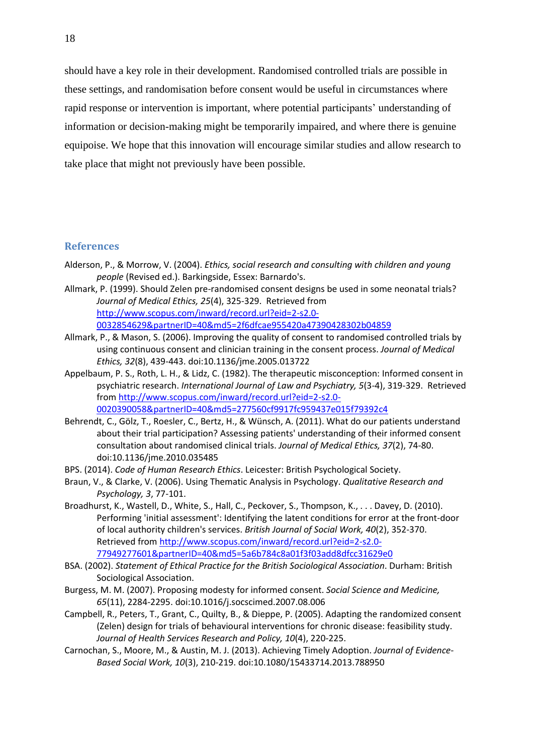should have a key role in their development. Randomised controlled trials are possible in these settings, and randomisation before consent would be useful in circumstances where rapid response or intervention is important, where potential participants' understanding of information or decision-making might be temporarily impaired, and where there is genuine equipoise. We hope that this innovation will encourage similar studies and allow research to take place that might not previously have been possible.

## References

Alderson, P., & Morrow, V. (2004). *Ethics, social research and consulting with children and young people* (Revised ed.). Barkingside, Essex: Barnardo's.

Allmark, P. (1999). Should Zelen pre-randomised consent designs be used in some neonatal trials? *Journal of Medical Ethics, 25*(4), 325-329. Retrieved from http://www.scopus.com/inward/record.url?eid=2-s2.0-0032854629&partnerID=40&md5=2f6dfcae955420a47390428302b04859

Allmark, P., & Mason, S. (2006). Improving the quality of consent to randomised controlled trials by using continuous consent and clinician training in the consent process. *Journal of Medical Ethics, 32*(8), 439-443. doi:10.1136/jme.2005.013722

Appelbaum, P. S., Roth, L. H., & Lidz, C. (1982). The therapeutic misconception: Informed consent in psychiatric research. *International Journal of Law and Psychiatry, 5*(3-4), 319-329. Retrieved from http://www.scopus.com/inward/record.url?eid=2-s2.0-0020390058&partnerID=40&md5=277560cf9917fc959437e015f79392c4

Behrendt, C., Gölz, T., Roesler, C., Bertz, H., & Wünsch, A. (2011). What do our patients understand about their trial participation? Assessing patients' understanding of their informed consent consultation about randomised clinical trials. *Journal of Medical Ethics, 37*(2), 74-80. doi:10.1136/jme.2010.035485

BPS. (2014). *Code of Human Research Ethics*. Leicester: British Psychological Society.

Braun, V., & Clarke, V. (2006). Using Thematic Analysis in Psychology. *Qualitative Research and Psychology, 3*, 77-101.

Broadhurst, K., Wastell, D., White, S., Hall, C., Peckover, S., Thompson, K., . . . Davey, D. (2010). Performing 'initial assessment': Identifying the latent conditions for error at the front-door of local authority children's services. *British Journal of Social Work, 40*(2), 352-370. Retrieved from http://www.scopus.com/inward/record.url?eid=2-s2.0-77949277601&partnerID=40&md5=5a6b784c8a01f3f03add8dfcc31629e0

BSA. (2002). *Statement of Ethical Practice for the British Sociological Association*. Durham: British Sociological Association.

Burgess, M. M. (2007). Proposing modesty for informed consent. *Social Science and Medicine, 65*(11), 2284-2295. doi:10.1016/j.socscimed.2007.08.006

Campbell, R., Peters, T., Grant, C., Quilty, B., & Dieppe, P. (2005). Adapting the randomized consent (Zelen) design for trials of behavioural interventions for chronic disease: feasibility study. *Journal of Health Services Research and Policy, 10*(4), 220-225.

Carnochan, S., Moore, M., & Austin, M. J. (2013). Achieving Timely Adoption. *Journal of Evidence-Based Social Work, 10*(3), 210-219. doi:10.1080/15433714.2013.788950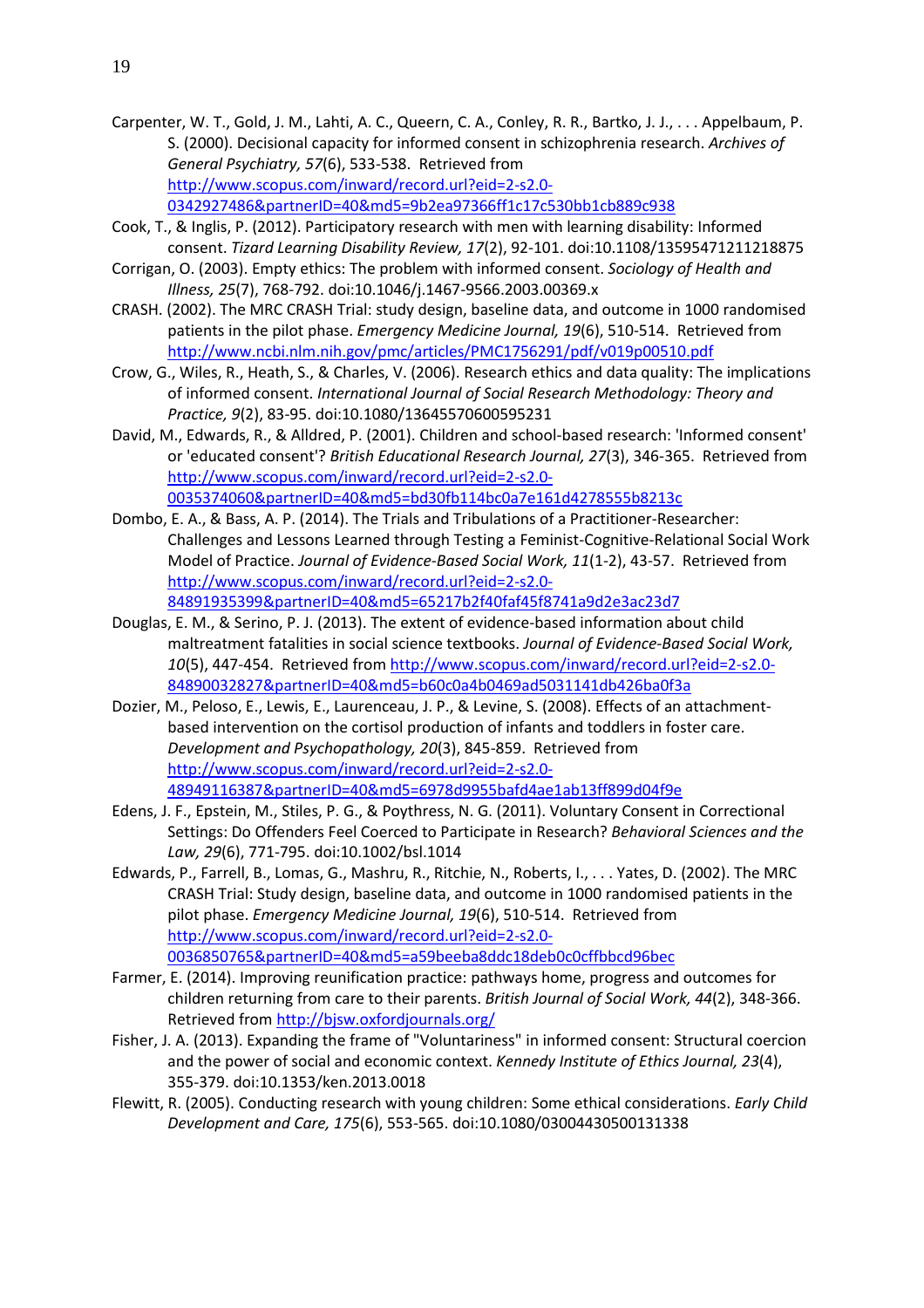Carpenter, W. T., Gold, J. M., Lahti, A. C., Queern, C. A., Conley, R. R., Bartko, J. J., . . . Appelbaum, P. S. (2000). Decisional capacity for informed consent in schizophrenia research. *Archives of General Psychiatry, 57*(6), 533-538. Retrieved from http://www.scopus.com/inward/record.url?eid=2-s2.0-0342927486&partnerID=40&md5=9b2ea97366ff1c17c530bb1cb889c938

Cook, T., & Inglis, P. (2012). Participatory research with men with learning disability: Informed consent. *Tizard Learning Disability Review, 17*(2), 92-101. doi:10.1108/13595471211218875

Corrigan, O. (2003). Empty ethics: The problem with informed consent. *Sociology of Health and Illness, 25*(7), 768-792. doi:10.1046/j.1467-9566.2003.00369.x

CRASH. (2002). The MRC CRASH Trial: study design, baseline data, and outcome in 1000 randomised patients in the pilot phase. *Emergency Medicine Journal, 19*(6), 510-514. Retrieved from http://www.ncbi.nlm.nih.gov/pmc/articles/PMC1756291/pdf/v019p00510.pdf

Crow, G., Wiles, R., Heath, S., & Charles, V. (2006). Research ethics and data quality: The implications of informed consent. *International Journal of Social Research Methodology: Theory and Practice, 9*(2), 83-95. doi:10.1080/13645570600595231

David, M., Edwards, R., & Alldred, P. (2001). Children and school-based research: 'Informed consent' or 'educated consent'? *British Educational Research Journal, 27*(3), 346-365. Retrieved from http://www.scopus.com/inward/record.url?eid=2-s2.0-0035374060&partnerID=40&md5=bd30fb114bc0a7e161d4278555b8213c

Dombo, E. A., & Bass, A. P. (2014). The Trials and Tribulations of a Practitioner-Researcher: Challenges and Lessons Learned through Testing a Feminist-Cognitive-Relational Social Work Model of Practice. *Journal of Evidence-Based Social Work, 11*(1-2), 43-57. Retrieved from http://www.scopus.com/inward/record.url?eid=2-s2.0-84891935399&partnerID=40&md5=65217b2f40faf45f8741a9d2e3ac23d7

Douglas, E. M., & Serino, P. J. (2013). The extent of evidence-based information about child maltreatment fatalities in social science textbooks. *Journal of Evidence-Based Social Work, 10*(5), 447-454. Retrieved from http://www.scopus.com/inward/record.url?eid=2-s2.0-84890032827&partnerID=40&md5=b60c0a4b0469ad5031141db426ba0f3a

Dozier, M., Peloso, E., Lewis, E., Laurenceau, J. P., & Levine, S. (2008). Effects of an attachment-based intervention on the cortisol production of infants and toddlers in foster care. *Development and Psychopathology, 20*(3), 845-859. Retrieved from http://www.scopus.com/inward/record.url?eid=2-s2.0-48949116387&partnerID=40&md5=6978d9955bafd4ae1ab13ff899d04f9e

Edens, J. F., Epstein, M., Stiles, P. G., & Poythress, N. G. (2011). Voluntary Consent in Correctional Settings: Do Offenders Feel Coerced to Participate in Research? *Behavioral Sciences and the Law, 29*(6), 771-795. doi:10.1002/bsl.1014

Edwards, P., Farrell, B., Lomas, G., Mashru, R., Ritchie, N., Roberts, I., . . . Yates, D. (2002). The MRC CRASH Trial: Study design, baseline data, and outcome in 1000 randomised patients in the pilot phase. *Emergency Medicine Journal, 19*(6), 510-514. Retrieved from http://www.scopus.com/inward/record.url?eid=2-s2.0-0036850765&partnerID=40&md5=a59beeba8ddc18deb0c0cffbbcd96bec

Farmer, E. (2014). Improving reunification practice: pathways home, progress and outcomes for children returning from care to their parents. *British Journal of Social Work, 44*(2), 348-366. Retrieved from http://bjsw.oxfordjournals.org/

Fisher, J. A. (2013). Expanding the frame of "Voluntariness" in informed consent: Structural coercion and the power of social and economic context. *Kennedy Institute of Ethics Journal, 23*(4), 355-379. doi:10.1353/ken.2013.0018

Flewitt, R. (2005). Conducting research with young children: Some ethical considerations. *Early Child Development and Care, 175*(6), 553-565. doi:10.1080/03004430500131338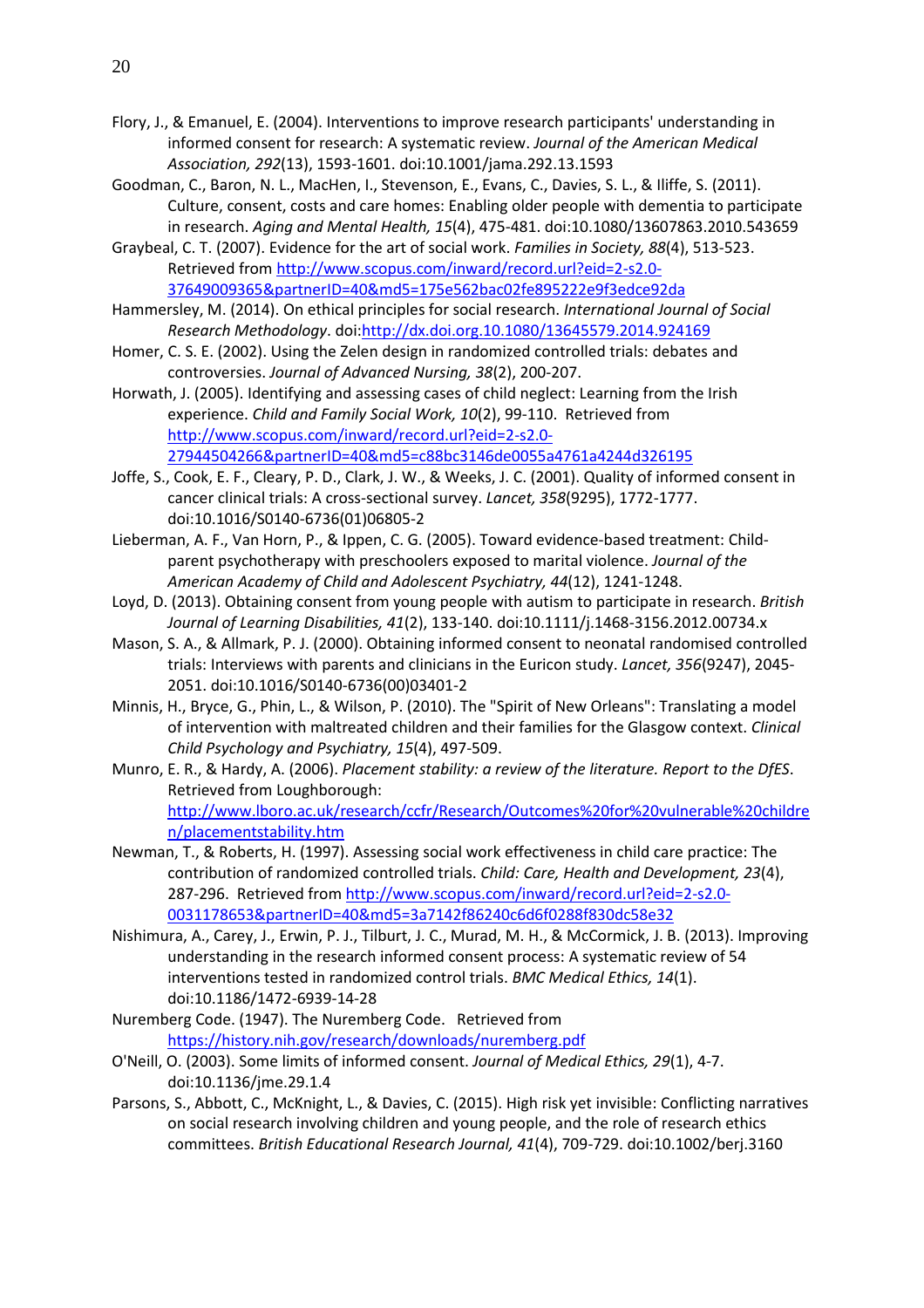Flory, J., & Emanuel, E. (2004). Interventions to improve research participants' understanding in informed consent for research: A systematic review. *Journal of the American Medical Association, 292*(13), 1593-1601. doi:10.1001/jama.292.13.1593

Goodman, C., Baron, N. L., MacHen, I., Stevenson, E., Evans, C., Davies, S. L., & Iliffe, S. (2011). Culture, consent, costs and care homes: Enabling older people with dementia to participate in research. *Aging and Mental Health, 15*(4), 475-481. doi:10.1080/13607863.2010.543659

Graybeal, C. T. (2007). Evidence for the art of social work. *Families in Society, 88*(4), 513-523. Retrieved from http://www.scopus.com/inward/record.url?eid=2-s2.0-37649009365&partnerID=40&md5=175e562bac02fe895222e9f3edce92da

Hammersley, M. (2014). On ethical principles for social research. *International Journal of Social Research Methodology*. doi:http://dx.doi.org.10.1080/13645579.2014.924169

Homer, C. S. E. (2002). Using the Zelen design in randomized controlled trials: debates and controversies. *Journal of Advanced Nursing, 38*(2), 200-207.

Horwath, J. (2005). Identifying and assessing cases of child neglect: Learning from the Irish experience. *Child and Family Social Work, 10*(2), 99-110. Retrieved from http://www.scopus.com/inward/record.url?eid=2-s2.0-27944504266&partnerID=40&md5=c88bc3146de0055a4761a4244d326195

Joffe, S., Cook, E. F., Cleary, P. D., Clark, J. W., & Weeks, J. C. (2001). Quality of informed consent in cancer clinical trials: A cross-sectional survey. *Lancet, 358*(9295), 1772-1777. doi:10.1016/S0140-6736(01)06805-2

Lieberman, A. F., Van Horn, P., & Ippen, C. G. (2005). Toward evidence-based treatment: Child-parent psychotherapy with preschoolers exposed to marital violence. *Journal of the American Academy of Child and Adolescent Psychiatry, 44*(12), 1241-1248.

Loyd, D. (2013). Obtaining consent from young people with autism to participate in research. *British Journal of Learning Disabilities, 41*(2), 133-140. doi:10.1111/j.1468-3156.2012.00734.x

Mason, S. A., & Allmark, P. J. (2000). Obtaining informed consent to neonatal randomised controlled trials: Interviews with parents and clinicians in the Euricon study. *Lancet, 356*(9247), 2045-2051. doi:10.1016/S0140-6736(00)03401-2

Minnis, H., Bryce, G., Phin, L., & Wilson, P. (2010). The "Spirit of New Orleans": Translating a model of intervention with maltreated children and their families for the Glasgow context. *Clinical Child Psychology and Psychiatry, 15*(4), 497-509.

Munro, E. R., & Hardy, A. (2006). *Placement stability: a review of the literature. Report to the DfES*. Retrieved from Loughborough: http://www.lboro.ac.uk/research/ccfr/Research/Outcomes%20for%20vulnerable%20children/placementstability.htm

Newman, T., & Roberts, H. (1997). Assessing social work effectiveness in child care practice: The contribution of randomized controlled trials. *Child: Care, Health and Development, 23*(4), 287-296. Retrieved from http://www.scopus.com/inward/record.url?eid=2-s2.0-0031178653&partnerID=40&md5=3a7142f86240c6d6f0288f830dc58e32

Nishimura, A., Carey, J., Erwin, P. J., Tilburt, J. C., Murad, M. H., & McCormick, J. B. (2013). Improving understanding in the research informed consent process: A systematic review of 54 interventions tested in randomized control trials. *BMC Medical Ethics, 14*(1). doi:10.1186/1472-6939-14-28

Nuremberg Code. (1947). The Nuremberg Code. Retrieved from https://history.nih.gov/research/downloads/nuremberg.pdf

O'Neill, O. (2003). Some limits of informed consent. *Journal of Medical Ethics, 29*(1), 4-7. doi:10.1136/jme.29.1.4

Parsons, S., Abbott, C., McKnight, L., & Davies, C. (2015). High risk yet invisible: Conflicting narratives on social research involving children and young people, and the role of research ethics committees. *British Educational Research Journal, 41*(4), 709-729. doi:10.1002/berj.3160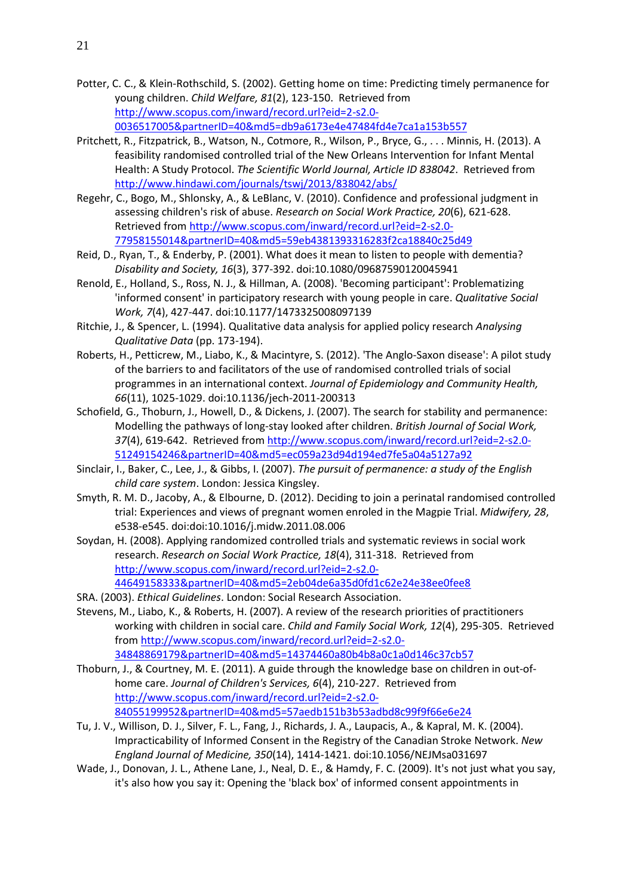Potter, C. C., & Klein-Rothschild, S. (2002). Getting home on time: Predicting timely permanence for young children. *Child Welfare, 81*(2), 123-150. Retrieved from http://www.scopus.com/inward/record.url?eid=2-s2.0-0036517005&partnerID=40&md5=db9a6173e4e47484fd4e7ca1a153b557

Pritchett, R., Fitzpatrick, B., Watson, N., Cotmore, R., Wilson, P., Bryce, G., . . . Minnis, H. (2013). A feasibility randomised controlled trial of the New Orleans Intervention for Infant Mental Health: A Study Protocol. *The Scientific World Journal, Article ID 838042*. Retrieved from http://www.hindawi.com/journals/tswj/2013/838042/abs/

Regehr, C., Bogo, M., Shlonsky, A., & LeBlanc, V. (2010). Confidence and professional judgment in assessing children's risk of abuse. *Research on Social Work Practice, 20*(6), 621-628. Retrieved from http://www.scopus.com/inward/record.url?eid=2-s2.0-77958155014&partnerID=40&md5=59eb4381393316283f2ca18840c25d49

Reid, D., Ryan, T., & Enderby, P. (2001). What does it mean to listen to people with dementia? *Disability and Society, 16*(3), 377-392. doi:10.1080/09687590120045941

Renold, E., Holland, S., Ross, N. J., & Hillman, A. (2008). 'Becoming participant': Problematizing 'informed consent' in participatory research with young people in care. *Qualitative Social Work, 7*(4), 427-447. doi:10.1177/1473325008097139

Ritchie, J., & Spencer, L. (1994). Qualitative data analysis for applied policy research *Analysing Qualitative Data* (pp. 173-194).

Roberts, H., Petticrew, M., Liabo, K., & Macintyre, S. (2012). 'The Anglo-Saxon disease': A pilot study of the barriers to and facilitators of the use of randomised controlled trials of social programmes in an international context. *Journal of Epidemiology and Community Health, 66*(11), 1025-1029. doi:10.1136/jech-2011-200313

Schofield, G., Thoburn, J., Howell, D., & Dickens, J. (2007). The search for stability and permanence: Modelling the pathways of long-stay looked after children. *British Journal of Social Work, 37*(4), 619-642. Retrieved from http://www.scopus.com/inward/record.url?eid=2-s2.0-51249154246&partnerID=40&md5=ec059a23d94d194ed7fe5a04a5127a92

Sinclair, I., Baker, C., Lee, J., & Gibbs, I. (2007). *The pursuit of permanence: a study of the English child care system*. London: Jessica Kingsley.

Smyth, R. M. D., Jacoby, A., & Elbourne, D. (2012). Deciding to join a perinatal randomised controlled trial: Experiences and views of pregnant women enroled in the Magpie Trial. *Midwifery, 28*, e538-e545. doi:doi:10.1016/j.midw.2011.08.006

Soydan, H. (2008). Applying randomized controlled trials and systematic reviews in social work research. *Research on Social Work Practice, 18*(4), 311-318. Retrieved from http://www.scopus.com/inward/record.url?eid=2-s2.0-44649158333&partnerID=40&md5=2eb04de6a35d0fd1c62e24e38ee0fee8

SRA. (2003). *Ethical Guidelines*. London: Social Research Association.

Stevens, M., Liabo, K., & Roberts, H. (2007). A review of the research priorities of practitioners working with children in social care. *Child and Family Social Work, 12*(4), 295-305. Retrieved from http://www.scopus.com/inward/record.url?eid=2-s2.0-34848869179&partnerID=40&md5=14374460a80b4b8a0c1a0d146c37cb57

Thoburn, J., & Courtney, M. E. (2011). A guide through the knowledge base on children in out-of-home care. *Journal of Children's Services, 6*(4), 210-227. Retrieved from http://www.scopus.com/inward/record.url?eid=2-s2.0-84055199952&partnerID=40&md5=57aedb151b3b53adbd8c99f9f66e6e24

Tu, J. V., Willison, D. J., Silver, F. L., Fang, J., Richards, J. A., Laupacis, A., & Kapral, M. K. (2004). Impracticability of Informed Consent in the Registry of the Canadian Stroke Network. *New England Journal of Medicine, 350*(14), 1414-1421. doi:10.1056/NEJMsa031697

Wade, J., Donovan, J. L., Athene Lane, J., Neal, D. E., & Hamdy, F. C. (2009). It's not just what you say, it's also how you say it: Opening the 'black box' of informed consent appointments in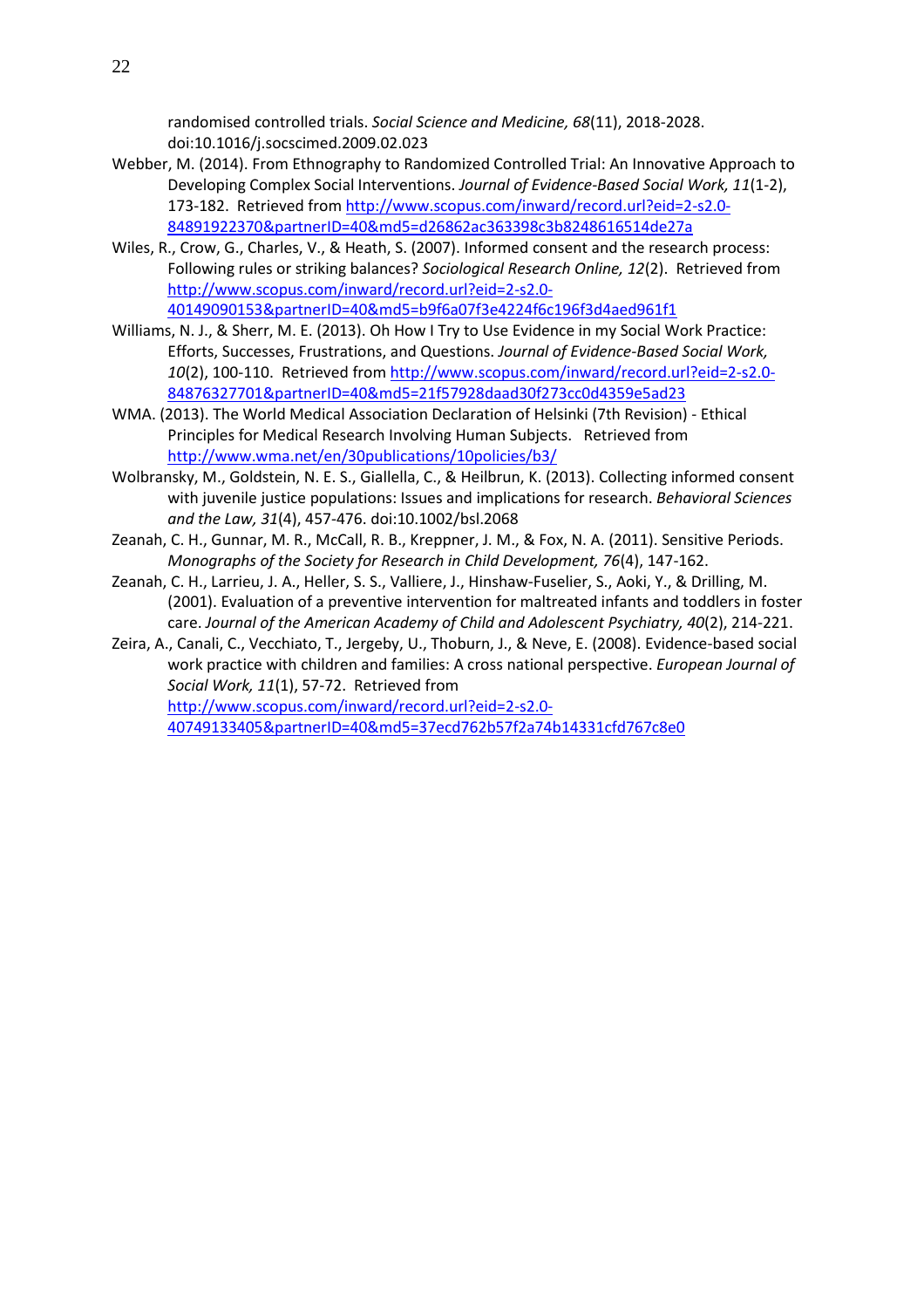randomised controlled trials. *Social Science and Medicine, 68*(11), 2018-2028. doi:10.1016/j.socscimed.2009.02.023

Webber, M. (2014). From Ethnography to Randomized Controlled Trial: An Innovative Approach to Developing Complex Social Interventions. *Journal of Evidence-Based Social Work, 11*(1-2), 173-182. Retrieved from http://www.scopus.com/inward/record.url?eid=2-s2.0-84891922370&partnerID=40&md5=d26862ac363398c3b8248616514de27a

Wiles, R., Crow, G., Charles, V., & Heath, S. (2007). Informed consent and the research process: Following rules or striking balances? *Sociological Research Online, 12*(2). Retrieved from http://www.scopus.com/inward/record.url?eid=2-s2.0-40149090153&partnerID=40&md5=b9f6a07f3e4224f6c196f3d4aed961f1

Williams, N. J., & Sherr, M. E. (2013). Oh How I Try to Use Evidence in my Social Work Practice: Efforts, Successes, Frustrations, and Questions. *Journal of Evidence-Based Social Work, 10*(2), 100-110. Retrieved from http://www.scopus.com/inward/record.url?eid=2-s2.0-84876327701&partnerID=40&md5=21f57928daad30f273cc0d4359e5ad23

WMA. (2013). The World Medical Association Declaration of Helsinki (7th Revision) - Ethical Principles for Medical Research Involving Human Subjects. Retrieved from http://www.wma.net/en/30publications/10policies/b3/

Wolbransky, M., Goldstein, N. E. S., Giallella, C., & Heilbrun, K. (2013). Collecting informed consent with juvenile justice populations: Issues and implications for research. *Behavioral Sciences and the Law, 31*(4), 457-476. doi:10.1002/bsl.2068

Zeanah, C. H., Gunnar, M. R., McCall, R. B., Kreppner, J. M., & Fox, N. A. (2011). Sensitive Periods. *Monographs of the Society for Research in Child Development, 76*(4), 147-162.

Zeanah, C. H., Larrieu, J. A., Heller, S. S., Valliere, J., Hinshaw-Fuselier, S., Aoki, Y., & Drilling, M. (2001). Evaluation of a preventive intervention for maltreated infants and toddlers in foster care. *Journal of the American Academy of Child and Adolescent Psychiatry, 40*(2), 214-221.

Zeira, A., Canali, C., Vecchiato, T., Jergeby, U., Thoburn, J., & Neve, E. (2008). Evidence-based social work practice with children and families: A cross national perspective. *European Journal of Social Work, 11*(1), 57-72. Retrieved from http://www.scopus.com/inward/record.url?eid=2-s2.0-40749133405&partnerID=40&md5=37ecd762b57f2a74b14331cfd767c8e0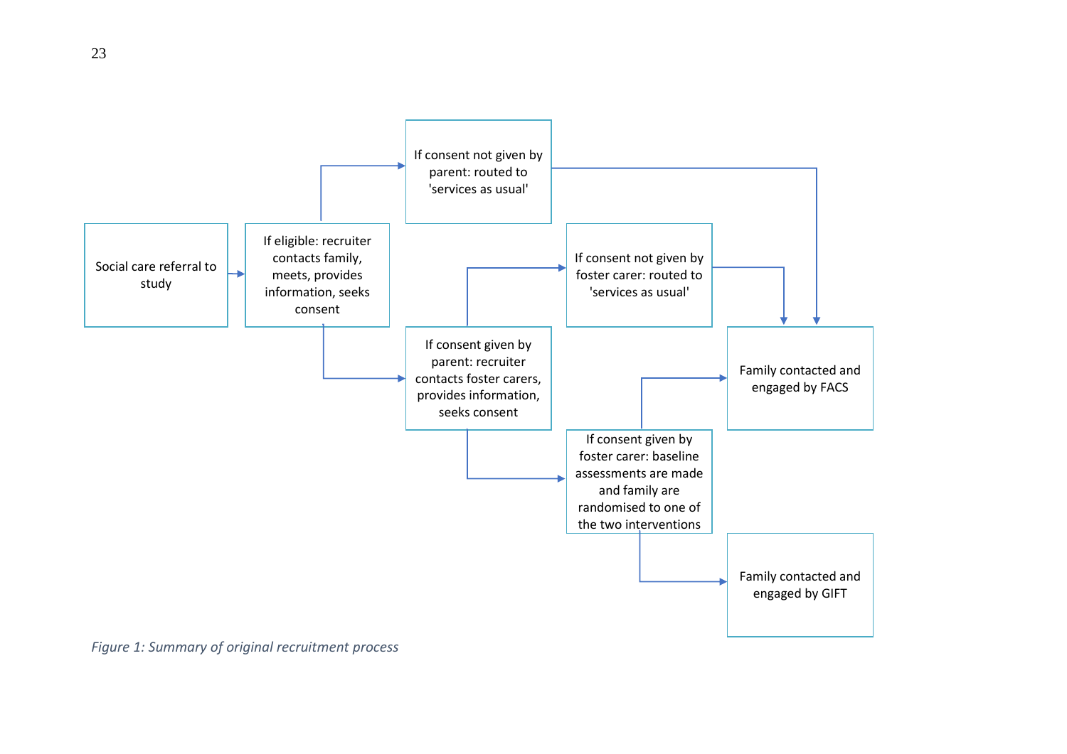Social care referral to study

If eligible: recruiter contacts family, meets, provides information, seeks consent

If consent not given by parent: routed to 'services as usual'

If consent given by parent: recruiter contacts foster carers, provides information, seeks consent

If consent not given by foster carer: routed to 'services as usual'

If consent given by foster carer: baseline assessments are made and family are randomised to one of the two interventions

Family contacted and engaged by FACS

Family contacted and engaged by GIFT

*Figure 1: Summary of original recruitment process*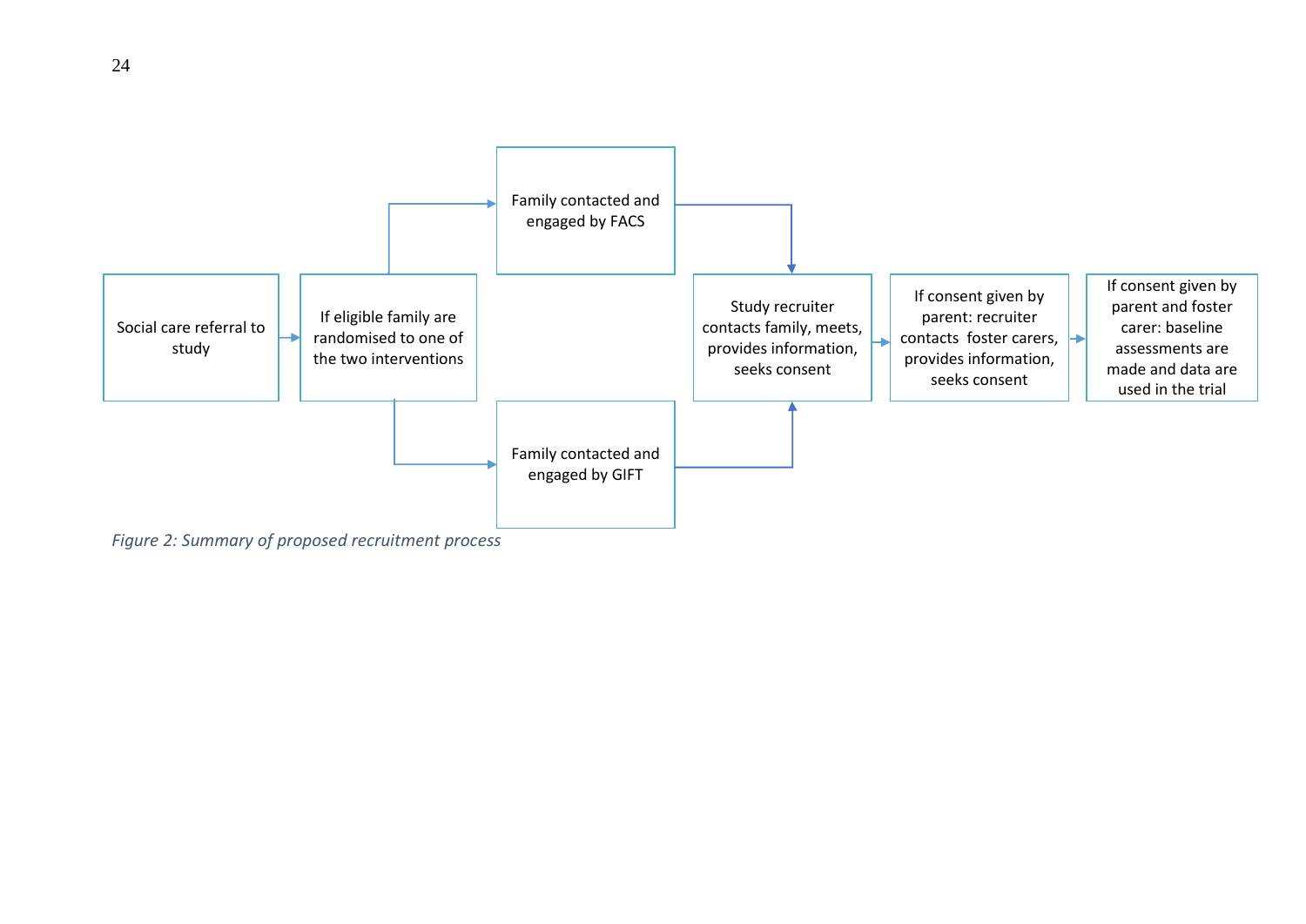Social care referral to study

If eligible family are randomised to one of the two interventions

Family contacted and engaged by FACS

Family contacted and engaged by GIFT

Study recruiter contacts family, meets, provides information, seeks consent

If consent given by parent: recruiter contacts foster carers, provides information, seeks consent

If consent given by parent and foster carer: baseline assessments are made and data are used in the trial

*Figure 2: Summary of proposed recruitment process*